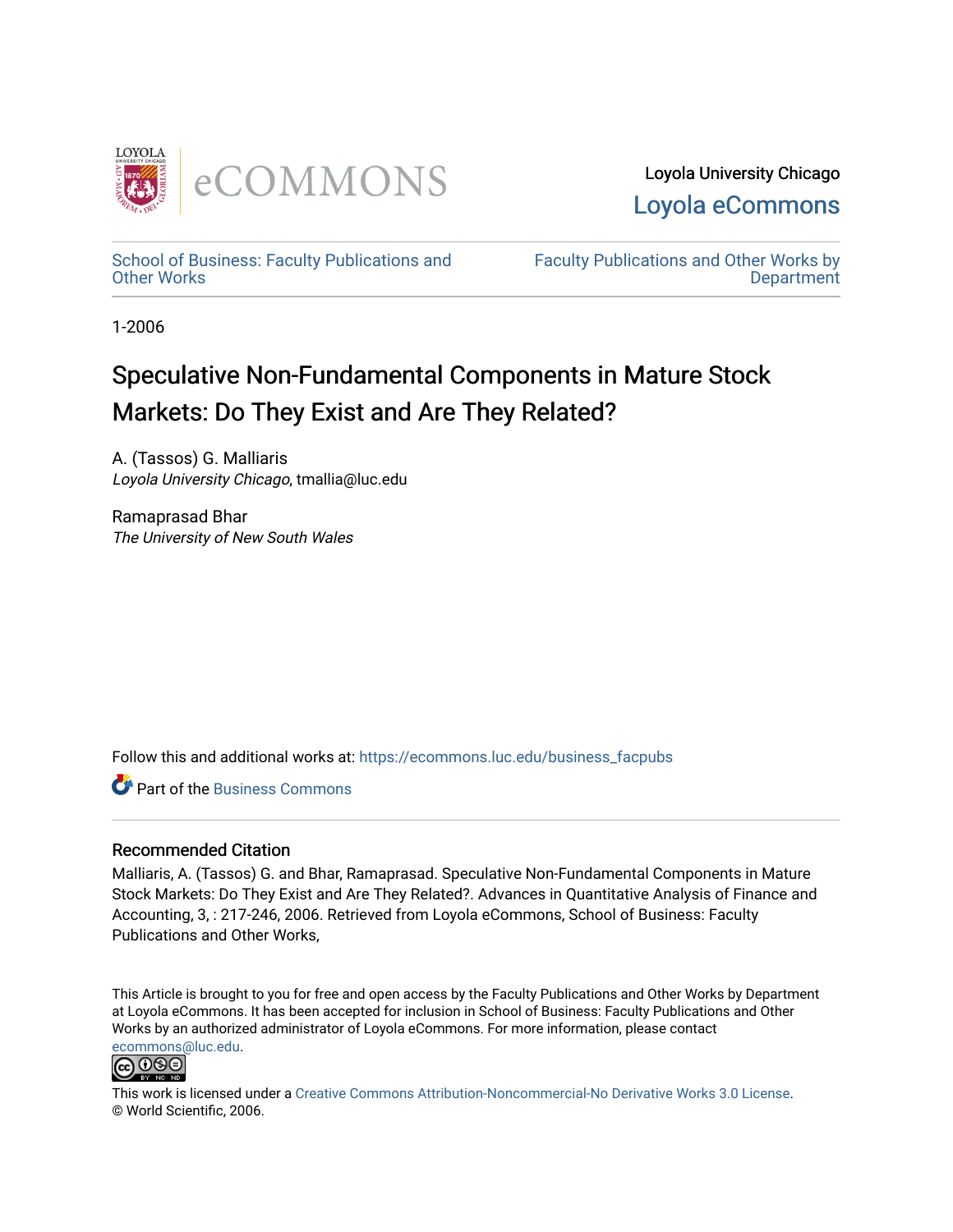Loyola University Chicago

Loyola eCommons

School of Business: Faculty Publications and Other Works

Faculty Publications and Other Works by Department

1-2006

# Speculative Non-Fundamental Components in Mature Stock Markets: Do They Exist and Are They Related?

A. (Tassos) G. Malliaris
*Loyola University Chicago*, tmallia@luc.edu

Ramaprasad Bhar
*The University of New South Wales*

Follow this and additional works at: https://ecommons.luc.edu/business_facpubs

Part of the Business Commons

## Recommended Citation

Malliaris, A. (Tassos) G. and Bhar, Ramaprasad. Speculative Non-Fundamental Components in Mature Stock Markets: Do They Exist and Are They Related?. Advances in Quantitative Analysis of Finance and Accounting, 3, : 217-246, 2006. Retrieved from Loyola eCommons, School of Business: Faculty Publications and Other Works,

This Article is brought to you for free and open access by the Faculty Publications and Other Works by Department at Loyola eCommons. It has been accepted for inclusion in School of Business: Faculty Publications and Other Works by an authorized administrator of Loyola eCommons. For more information, please contact ecommons@luc.edu.

This work is licensed under a Creative Commons Attribution-Noncommercial-No Derivative Works 3.0 License.
© World Scientific, 2006.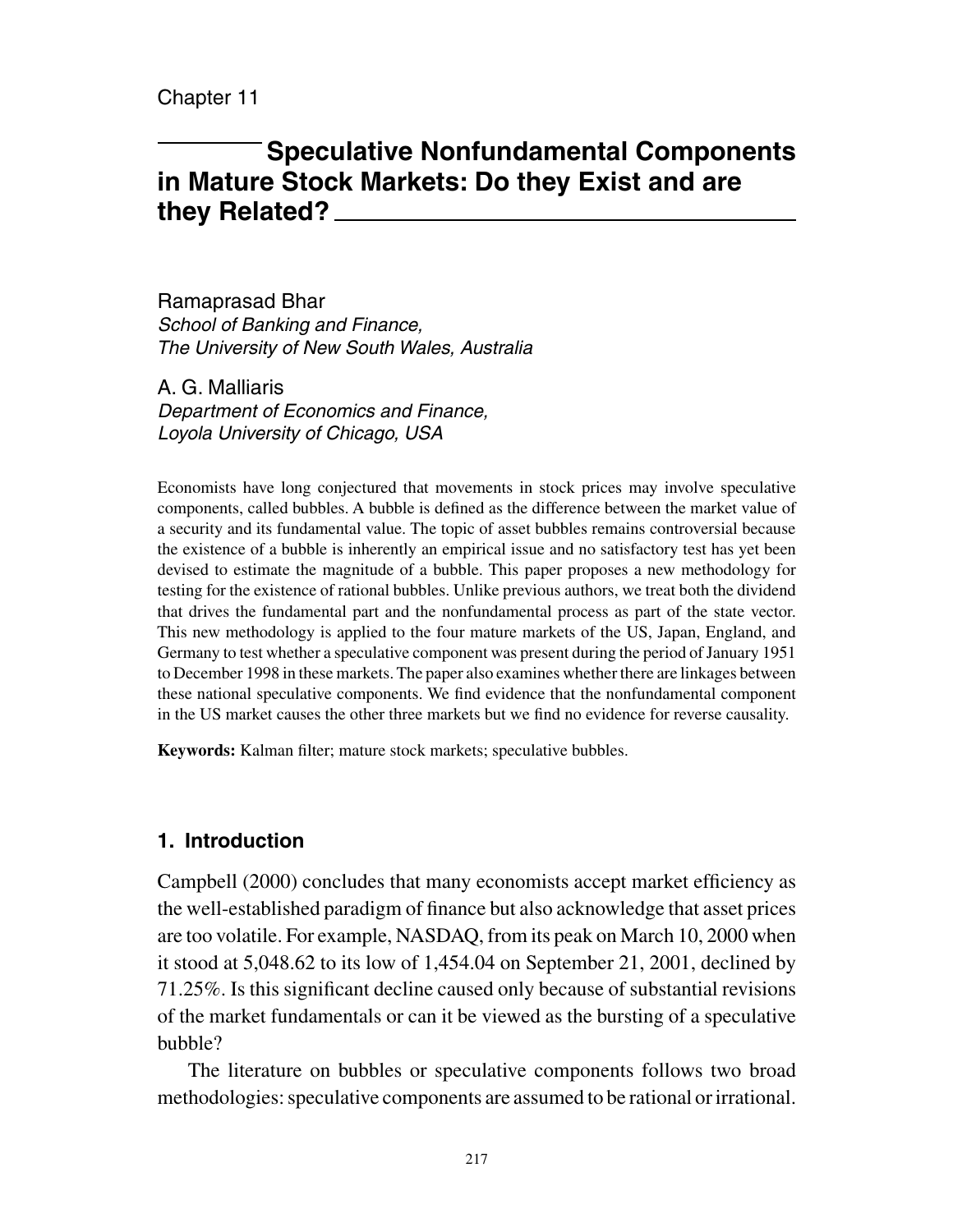Chapter 11

# Speculative Nonfundamental Components in Mature Stock Markets: Do they Exist and are they Related?

Ramaprasad Bhar
*School of Banking and Finance,*
*The University of New South Wales, Australia*

A. G. Malliaris
*Department of Economics and Finance,*
*Loyola University of Chicago, USA*

Economists have long conjectured that movements in stock prices may involve speculative components, called bubbles. A bubble is defined as the difference between the market value of a security and its fundamental value. The topic of asset bubbles remains controversial because the existence of a bubble is inherently an empirical issue and no satisfactory test has yet been devised to estimate the magnitude of a bubble. This paper proposes a new methodology for testing for the existence of rational bubbles. Unlike previous authors, we treat both the dividend that drives the fundamental part and the nonfundamental process as part of the state vector. This new methodology is applied to the four mature markets of the US, Japan, England, and Germany to test whether a speculative component was present during the period of January 1951 to December 1998 in these markets. The paper also examines whether there are linkages between these national speculative components. We find evidence that the nonfundamental component in the US market causes the other three markets but we find no evidence for reverse causality.

**Keywords:** Kalman filter; mature stock markets; speculative bubbles.

## 1. Introduction

Campbell (2000) concludes that many economists accept market efficiency as the well-established paradigm of finance but also acknowledge that asset prices are too volatile. For example, NASDAQ, from its peak on March 10, 2000 when it stood at 5,048.62 to its low of 1,454.04 on September 21, 2001, declined by 71.25%. Is this significant decline caused only because of substantial revisions of the market fundamentals or can it be viewed as the bursting of a speculative bubble?

The literature on bubbles or speculative components follows two broad methodologies: speculative components are assumed to be rational or irrational.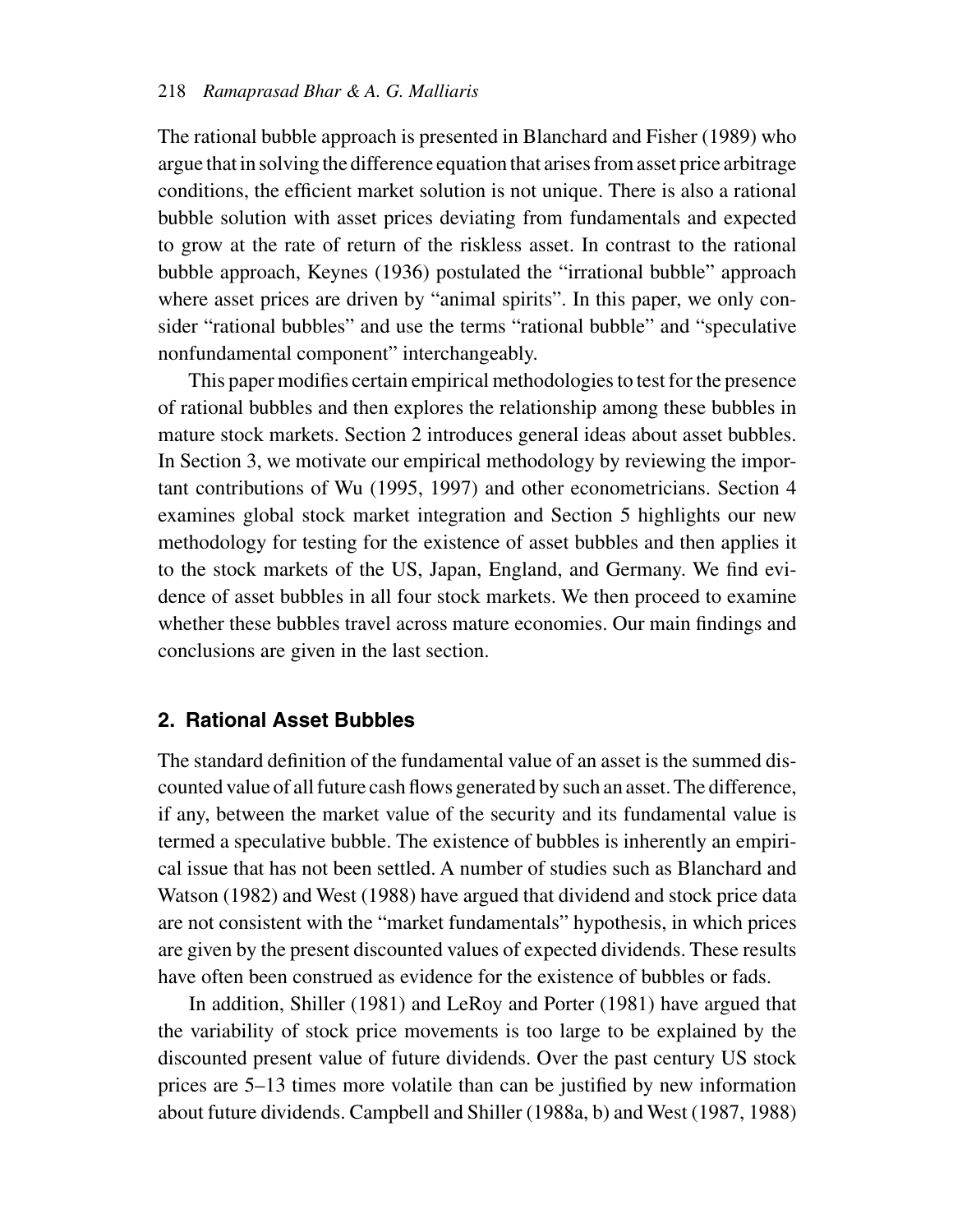The rational bubble approach is presented in Blanchard and Fisher (1989) who argue that in solving the difference equation that arises from asset price arbitrage conditions, the efficient market solution is not unique. There is also a rational bubble solution with asset prices deviating from fundamentals and expected to grow at the rate of return of the riskless asset. In contrast to the rational bubble approach, Keynes (1936) postulated the "irrational bubble" approach where asset prices are driven by "animal spirits". In this paper, we only consider "rational bubbles" and use the terms "rational bubble" and "speculative nonfundamental component" interchangeably.

This paper modifies certain empirical methodologies to test for the presence of rational bubbles and then explores the relationship among these bubbles in mature stock markets. Section 2 introduces general ideas about asset bubbles. In Section 3, we motivate our empirical methodology by reviewing the important contributions of Wu (1995, 1997) and other econometricians. Section 4 examines global stock market integration and Section 5 highlights our new methodology for testing for the existence of asset bubbles and then applies it to the stock markets of the US, Japan, England, and Germany. We find evidence of asset bubbles in all four stock markets. We then proceed to examine whether these bubbles travel across mature economies. Our main findings and conclusions are given in the last section.

## 2. Rational Asset Bubbles

The standard definition of the fundamental value of an asset is the summed discounted value of all future cash flows generated by such an asset. The difference, if any, between the market value of the security and its fundamental value is termed a speculative bubble. The existence of bubbles is inherently an empirical issue that has not been settled. A number of studies such as Blanchard and Watson (1982) and West (1988) have argued that dividend and stock price data are not consistent with the "market fundamentals" hypothesis, in which prices are given by the present discounted values of expected dividends. These results have often been construed as evidence for the existence of bubbles or fads.

In addition, Shiller (1981) and LeRoy and Porter (1981) have argued that the variability of stock price movements is too large to be explained by the discounted present value of future dividends. Over the past century US stock prices are 5–13 times more volatile than can be justified by new information about future dividends. Campbell and Shiller (1988a, b) and West (1987, 1988)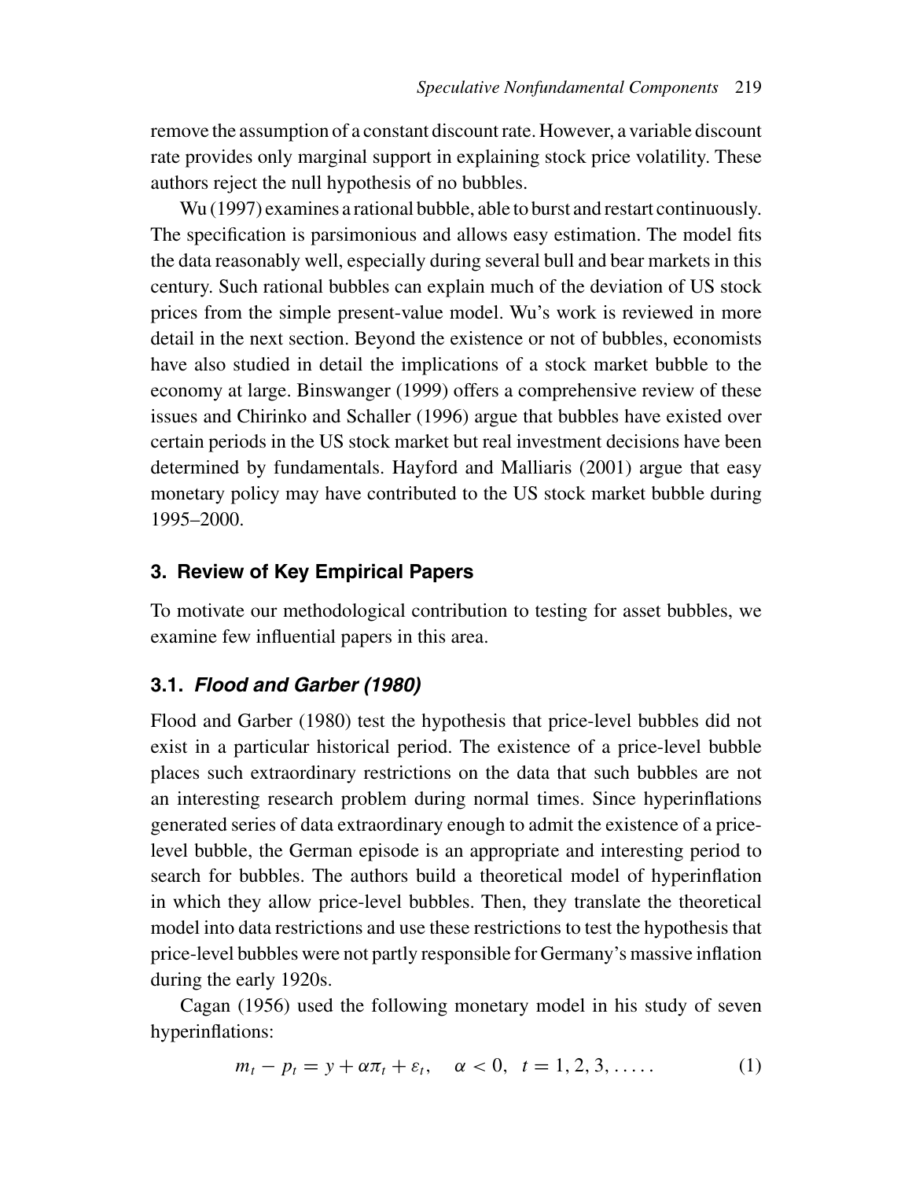remove the assumption of a constant discount rate. However, a variable discount rate provides only marginal support in explaining stock price volatility. These authors reject the null hypothesis of no bubbles.

Wu (1997) examines a rational bubble, able to burst and restart continuously. The specification is parsimonious and allows easy estimation. The model fits the data reasonably well, especially during several bull and bear markets in this century. Such rational bubbles can explain much of the deviation of US stock prices from the simple present-value model. Wu's work is reviewed in more detail in the next section. Beyond the existence or not of bubbles, economists have also studied in detail the implications of a stock market bubble to the economy at large. Binswanger (1999) offers a comprehensive review of these issues and Chirinko and Schaller (1996) argue that bubbles have existed over certain periods in the US stock market but real investment decisions have been determined by fundamentals. Hayford and Malliaris (2001) argue that easy monetary policy may have contributed to the US stock market bubble during 1995–2000.

## 3. Review of Key Empirical Papers

To motivate our methodological contribution to testing for asset bubbles, we examine few influential papers in this area.

### 3.1. *Flood and Garber (1980)*

Flood and Garber (1980) test the hypothesis that price-level bubbles did not exist in a particular historical period. The existence of a price-level bubble places such extraordinary restrictions on the data that such bubbles are not an interesting research problem during normal times. Since hyperinflations generated series of data extraordinary enough to admit the existence of a price-level bubble, the German episode is an appropriate and interesting period to search for bubbles. The authors build a theoretical model of hyperinflation in which they allow price-level bubbles. Then, they translate the theoretical model into data restrictions and use these restrictions to test the hypothesis that price-level bubbles were not partly responsible for Germany's massive inflation during the early 1920s.

Cagan (1956) used the following monetary model in his study of seven hyperinflations:

$$m_t - p_t = y + \alpha \pi_t + \varepsilon_t, \quad \alpha < 0, \;\; t = 1, 2, 3, \ldots.. \tag{1}$$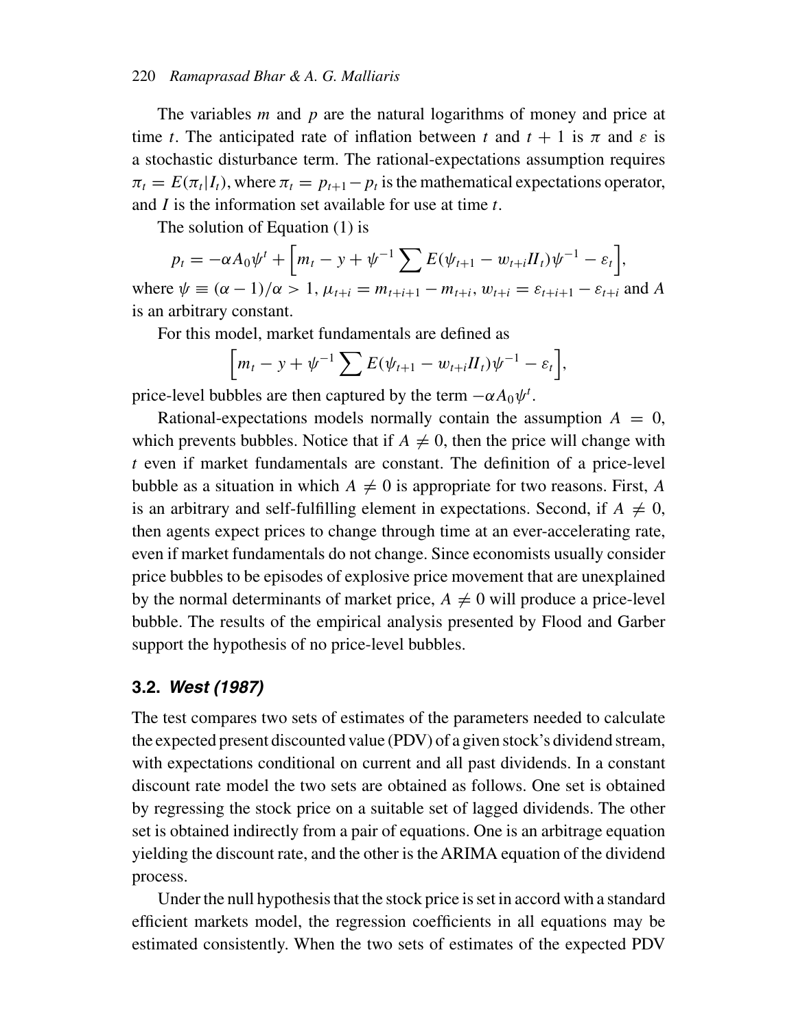The variables $m$ and $p$ are the natural logarithms of money and price at time $t$. The anticipated rate of inflation between $t$ and $t+1$ is $\pi$ and $\varepsilon$ is a stochastic disturbance term. The rational-expectations assumption requires $\pi_t = E(\pi_t|I_t)$, where $\pi_t = p_{t+1} - p_t$ is the mathematical expectations operator, and $I$ is the information set available for use at time $t$.

The solution of Equation (1) is

$$p_t = -\alpha A_0 \psi^t + \left[ m_t - y + \psi^{-1} \sum E(\psi_{t+1} - w_{t+i} II_t) \psi^{-1} - \varepsilon_t \right],$$

where $\psi \equiv (\alpha - 1)/\alpha > 1$, $\mu_{t+i} = m_{t+i+1} - m_{t+i}$, $w_{t+i} = \varepsilon_{t+i+1} - \varepsilon_{t+i}$ and $A$ is an arbitrary constant.

For this model, market fundamentals are defined as

$$\left[ m_t - y + \psi^{-1} \sum E(\psi_{t+1} - w_{t+i} II_t) \psi^{-1} - \varepsilon_t \right],$$

price-level bubbles are then captured by the term $-\alpha A_0 \psi^t$.

Rational-expectations models normally contain the assumption $A = 0$, which prevents bubbles. Notice that if $A \neq 0$, then the price will change with $t$ even if market fundamentals are constant. The definition of a price-level bubble as a situation in which $A \neq 0$ is appropriate for two reasons. First, $A$ is an arbitrary and self-fulfilling element in expectations. Second, if $A \neq 0$, then agents expect prices to change through time at an ever-accelerating rate, even if market fundamentals do not change. Since economists usually consider price bubbles to be episodes of explosive price movement that are unexplained by the normal determinants of market price, $A \neq 0$ will produce a price-level bubble. The results of the empirical analysis presented by Flood and Garber support the hypothesis of no price-level bubbles.

### 3.2. *West (1987)*

The test compares two sets of estimates of the parameters needed to calculate the expected present discounted value (PDV) of a given stock's dividend stream, with expectations conditional on current and all past dividends. In a constant discount rate model the two sets are obtained as follows. One set is obtained by regressing the stock price on a suitable set of lagged dividends. The other set is obtained indirectly from a pair of equations. One is an arbitrage equation yielding the discount rate, and the other is the ARIMA equation of the dividend process.

Under the null hypothesis that the stock price is set in accord with a standard efficient markets model, the regression coefficients in all equations may be estimated consistently. When the two sets of estimates of the expected PDV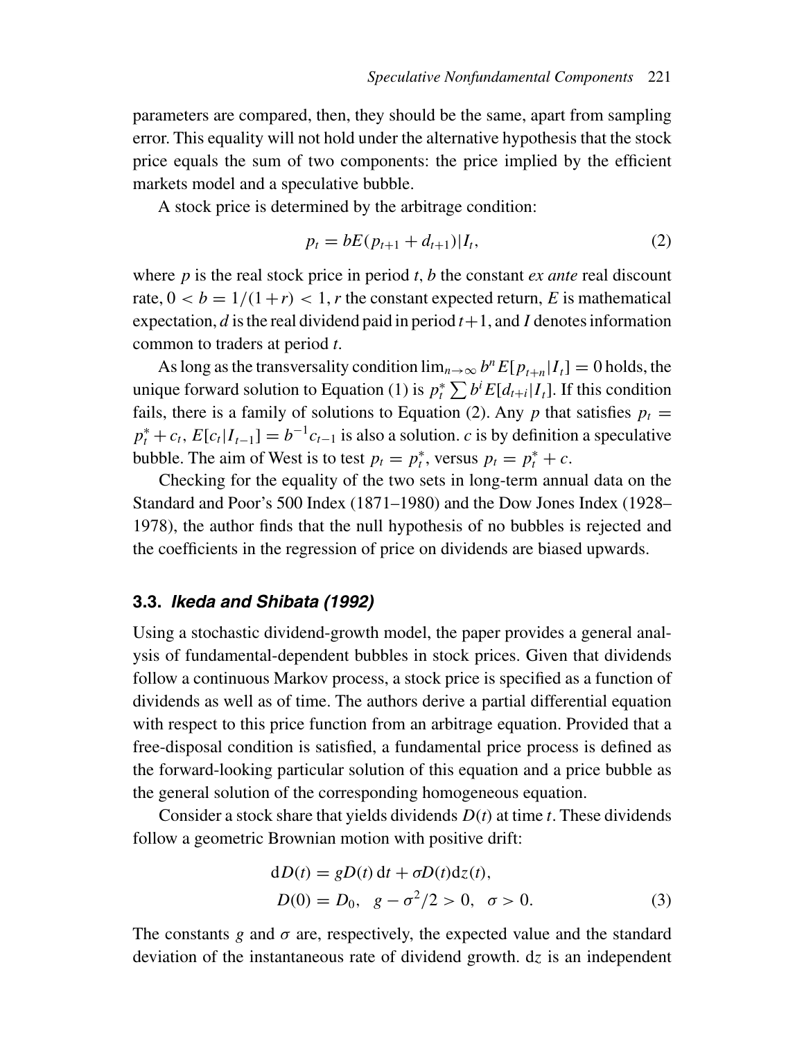parameters are compared, then, they should be the same, apart from sampling error. This equality will not hold under the alternative hypothesis that the stock price equals the sum of two components: the price implied by the efficient markets model and a speculative bubble.

A stock price is determined by the arbitrage condition:

$$p_t = bE(p_{t+1} + d_{t+1})|I_t, \tag{2}$$

where $p$ is the real stock price in period $t$, $b$ the constant *ex ante* real discount rate, $0 < b = 1/(1+r) < 1$, $r$ the constant expected return, $E$ is mathematical expectation, $d$ is the real dividend paid in period $t+1$, and $I$ denotes information common to traders at period $t$.

As long as the transversality condition $\lim_{n\to\infty} b^n E[p_{t+n}|I_t] = 0$ holds, the unique forward solution to Equation (1) is $p_t^* \sum b^i E[d_{t+i}|I_t]$. If this condition fails, there is a family of solutions to Equation (2). Any $p$ that satisfies $p_t = p_t^* + c_t$, $E[c_t|I_{t-1}] = b^{-1}c_{t-1}$ is also a solution. $c$ is by definition a speculative bubble. The aim of West is to test $p_t = p_t^*$, versus $p_t = p_t^* + c$.

Checking for the equality of the two sets in long-term annual data on the Standard and Poor's 500 Index (1871–1980) and the Dow Jones Index (1928–1978), the author finds that the null hypothesis of no bubbles is rejected and the coefficients in the regression of price on dividends are biased upwards.

### 3.3. *Ikeda and Shibata (1992)*

Using a stochastic dividend-growth model, the paper provides a general analysis of fundamental-dependent bubbles in stock prices. Given that dividends follow a continuous Markov process, a stock price is specified as a function of dividends as well as of time. The authors derive a partial differential equation with respect to this price function from an arbitrage equation. Provided that a free-disposal condition is satisfied, a fundamental price process is defined as the forward-looking particular solution of this equation and a price bubble as the general solution of the corresponding homogeneous equation.

Consider a stock share that yields dividends $D(t)$ at time $t$. These dividends follow a geometric Brownian motion with positive drift:

$$\begin{aligned} \mathrm{d}D(t) &= gD(t)\,\mathrm{d}t + \sigma D(t)\mathrm{d}z(t), \\ D(0) &= D_0, \quad g - \sigma^2/2 > 0, \quad \sigma > 0. \end{aligned} \tag{3}$$

The constants $g$ and $\sigma$ are, respectively, the expected value and the standard deviation of the instantaneous rate of dividend growth. $\mathrm{d}z$ is an independent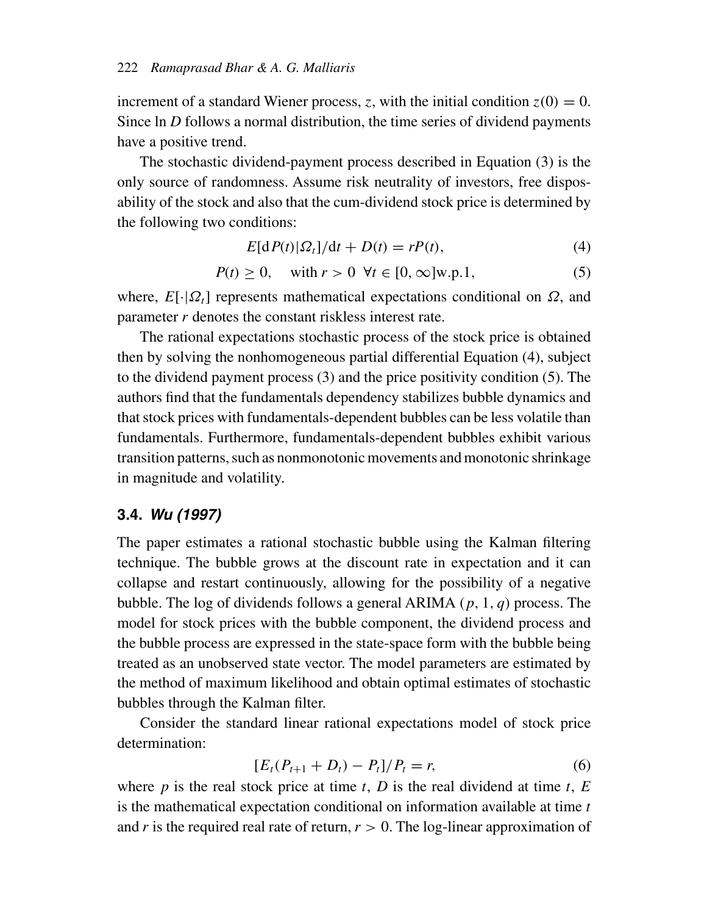increment of a standard Wiener process, $z$, with the initial condition $z(0) = 0$. Since $\ln D$ follows a normal distribution, the time series of dividend payments have a positive trend.

The stochastic dividend-payment process described in Equation (3) is the only source of randomness. Assume risk neutrality of investors, free disposability of the stock and also that the cum-dividend stock price is determined by the following two conditions:

$$E[\mathrm{d}P(t)|\Omega_t]/\mathrm{d}t + D(t) = rP(t), \tag{4}$$

$$P(t) \geq 0, \quad \text{with } r > 0 \ \ \forall t \in [0, \infty]\text{w.p.1}, \tag{5}$$

where, $E[\cdot|\Omega_t]$ represents mathematical expectations conditional on $\Omega$, and parameter $r$ denotes the constant riskless interest rate.

The rational expectations stochastic process of the stock price is obtained then by solving the nonhomogeneous partial differential Equation (4), subject to the dividend payment process (3) and the price positivity condition (5). The authors find that the fundamentals dependency stabilizes bubble dynamics and that stock prices with fundamentals-dependent bubbles can be less volatile than fundamentals. Furthermore, fundamentals-dependent bubbles exhibit various transition patterns, such as nonmonotonic movements and monotonic shrinkage in magnitude and volatility.

### 3.4. *Wu (1997)*

The paper estimates a rational stochastic bubble using the Kalman filtering technique. The bubble grows at the discount rate in expectation and it can collapse and restart continuously, allowing for the possibility of a negative bubble. The log of dividends follows a general ARIMA $(p, 1, q)$ process. The model for stock prices with the bubble component, the dividend process and the bubble process are expressed in the state-space form with the bubble being treated as an unobserved state vector. The model parameters are estimated by the method of maximum likelihood and obtain optimal estimates of stochastic bubbles through the Kalman filter.

Consider the standard linear rational expectations model of stock price determination:

$$[E_t(P_{t+1} + D_t) - P_t]/P_t = r, \tag{6}$$

where $p$ is the real stock price at time $t$, $D$ is the real dividend at time $t$, $E$ is the mathematical expectation conditional on information available at time $t$ and $r$ is the required real rate of return, $r > 0$. The log-linear approximation of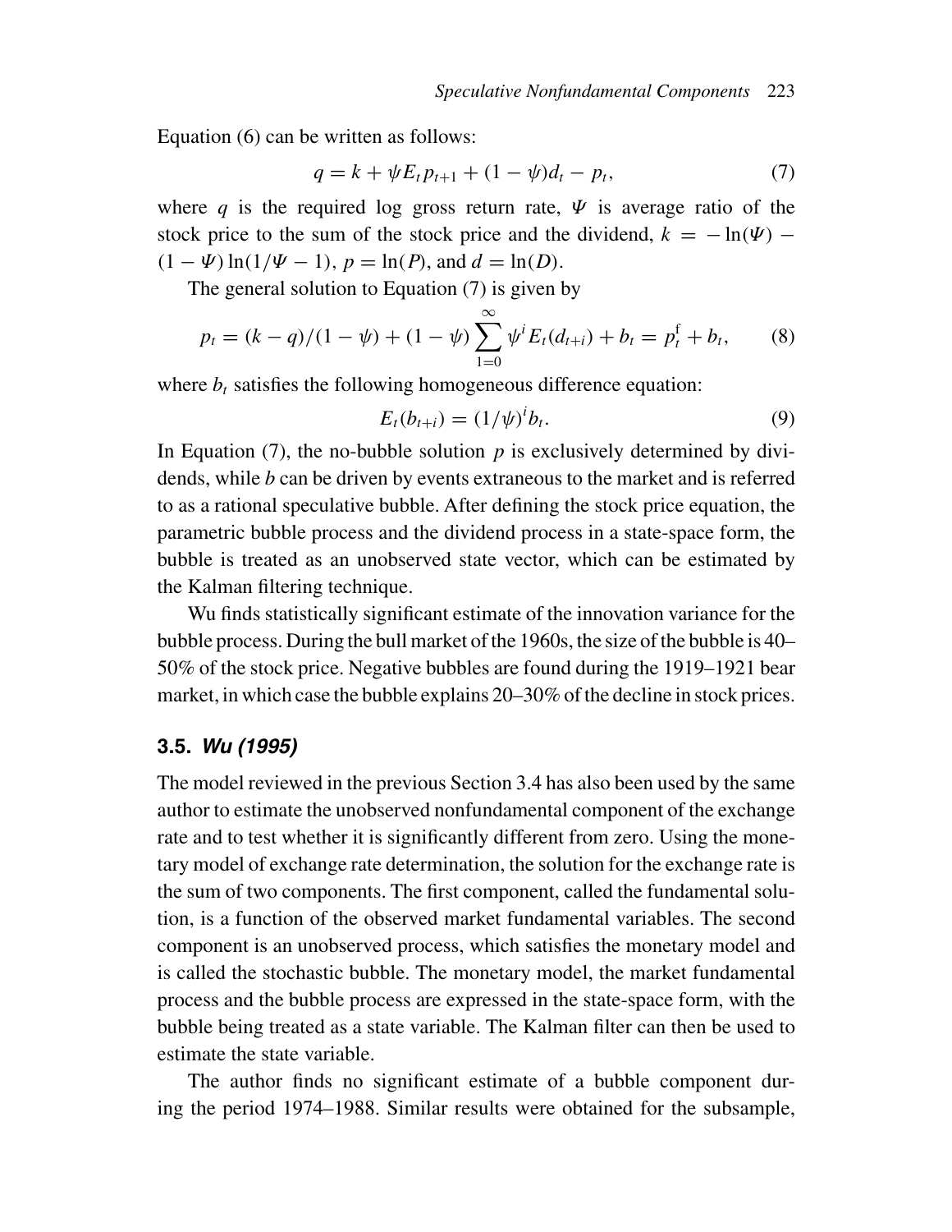Equation (6) can be written as follows:

$$q = k + \psi E_t p_{t+1} + (1 - \psi)d_t - p_t, \tag{7}$$

where $q$ is the required log gross return rate, $\Psi$ is average ratio of the stock price to the sum of the stock price and the dividend, $k = -\ln(\Psi) - (1 - \Psi)\ln(1/\Psi - 1)$, $p = \ln(P)$, and $d = \ln(D)$.

The general solution to Equation (7) is given by

$$p_t = (k - q)/(1 - \psi) + (1 - \psi)\sum_{1=0}^{\infty} \psi^i E_t(d_{t+i}) + b_t = p_t^{\mathrm{f}} + b_t, \tag{8}$$

where $b_t$ satisfies the following homogeneous difference equation:

$$E_t(b_{t+i}) = (1/\psi)^i b_t. \tag{9}$$

In Equation (7), the no-bubble solution $p$ is exclusively determined by dividends, while $b$ can be driven by events extraneous to the market and is referred to as a rational speculative bubble. After defining the stock price equation, the parametric bubble process and the dividend process in a state-space form, the bubble is treated as an unobserved state vector, which can be estimated by the Kalman filtering technique.

Wu finds statistically significant estimate of the innovation variance for the bubble process. During the bull market of the 1960s, the size of the bubble is 40–50% of the stock price. Negative bubbles are found during the 1919–1921 bear market, in which case the bubble explains 20–30% of the decline in stock prices.

### 3.5. *Wu (1995)*

The model reviewed in the previous Section 3.4 has also been used by the same author to estimate the unobserved nonfundamental component of the exchange rate and to test whether it is significantly different from zero. Using the monetary model of exchange rate determination, the solution for the exchange rate is the sum of two components. The first component, called the fundamental solution, is a function of the observed market fundamental variables. The second component is an unobserved process, which satisfies the monetary model and is called the stochastic bubble. The monetary model, the market fundamental process and the bubble process are expressed in the state-space form, with the bubble being treated as a state variable. The Kalman filter can then be used to estimate the state variable.

The author finds no significant estimate of a bubble component during the period 1974–1988. Similar results were obtained for the subsample,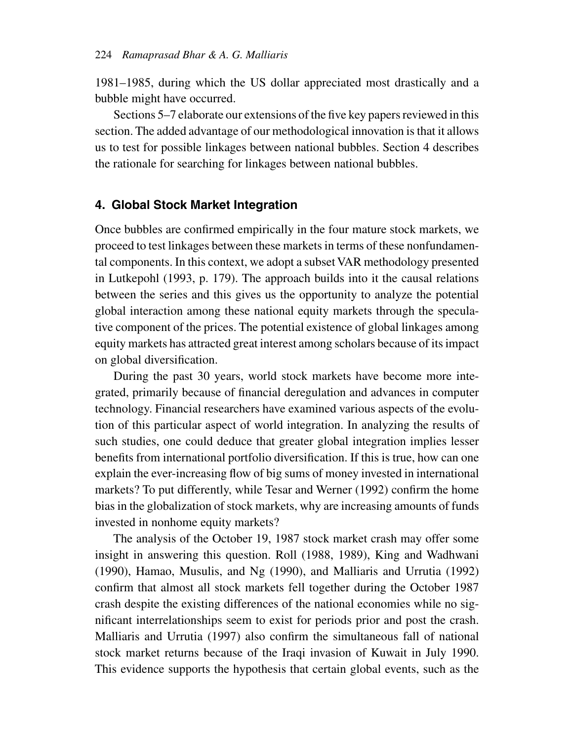1981–1985, during which the US dollar appreciated most drastically and a bubble might have occurred.

Sections 5–7 elaborate our extensions of the five key papers reviewed in this section. The added advantage of our methodological innovation is that it allows us to test for possible linkages between national bubbles. Section 4 describes the rationale for searching for linkages between national bubbles.

## 4. Global Stock Market Integration

Once bubbles are confirmed empirically in the four mature stock markets, we proceed to test linkages between these markets in terms of these nonfundamental components. In this context, we adopt a subset VAR methodology presented in Lutkepohl (1993, p. 179). The approach builds into it the causal relations between the series and this gives us the opportunity to analyze the potential global interaction among these national equity markets through the speculative component of the prices. The potential existence of global linkages among equity markets has attracted great interest among scholars because of its impact on global diversification.

During the past 30 years, world stock markets have become more integrated, primarily because of financial deregulation and advances in computer technology. Financial researchers have examined various aspects of the evolution of this particular aspect of world integration. In analyzing the results of such studies, one could deduce that greater global integration implies lesser benefits from international portfolio diversification. If this is true, how can one explain the ever-increasing flow of big sums of money invested in international markets? To put differently, while Tesar and Werner (1992) confirm the home bias in the globalization of stock markets, why are increasing amounts of funds invested in nonhome equity markets?

The analysis of the October 19, 1987 stock market crash may offer some insight in answering this question. Roll (1988, 1989), King and Wadhwani (1990), Hamao, Musulis, and Ng (1990), and Malliaris and Urrutia (1992) confirm that almost all stock markets fell together during the October 1987 crash despite the existing differences of the national economies while no significant interrelationships seem to exist for periods prior and post the crash. Malliaris and Urrutia (1997) also confirm the simultaneous fall of national stock market returns because of the Iraqi invasion of Kuwait in July 1990. This evidence supports the hypothesis that certain global events, such as the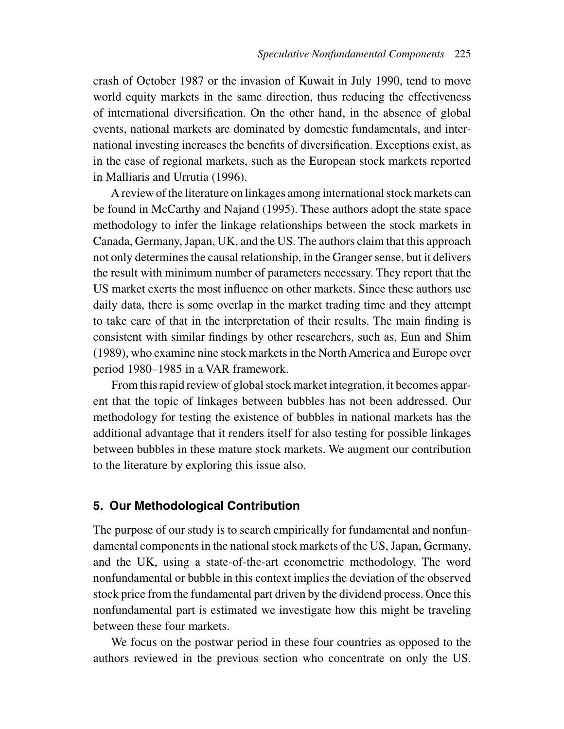crash of October 1987 or the invasion of Kuwait in July 1990, tend to move world equity markets in the same direction, thus reducing the effectiveness of international diversification. On the other hand, in the absence of global events, national markets are dominated by domestic fundamentals, and international investing increases the benefits of diversification. Exceptions exist, as in the case of regional markets, such as the European stock markets reported in Malliaris and Urrutia (1996).

A review of the literature on linkages among international stock markets can be found in McCarthy and Najand (1995). These authors adopt the state space methodology to infer the linkage relationships between the stock markets in Canada, Germany, Japan, UK, and the US. The authors claim that this approach not only determines the causal relationship, in the Granger sense, but it delivers the result with minimum number of parameters necessary. They report that the US market exerts the most influence on other markets. Since these authors use daily data, there is some overlap in the market trading time and they attempt to take care of that in the interpretation of their results. The main finding is consistent with similar findings by other researchers, such as, Eun and Shim (1989), who examine nine stock markets in the North America and Europe over period 1980–1985 in a VAR framework.

From this rapid review of global stock market integration, it becomes apparent that the topic of linkages between bubbles has not been addressed. Our methodology for testing the existence of bubbles in national markets has the additional advantage that it renders itself for also testing for possible linkages between bubbles in these mature stock markets. We augment our contribution to the literature by exploring this issue also.

## 5. Our Methodological Contribution

The purpose of our study is to search empirically for fundamental and nonfundamental components in the national stock markets of the US, Japan, Germany, and the UK, using a state-of-the-art econometric methodology. The word nonfundamental or bubble in this context implies the deviation of the observed stock price from the fundamental part driven by the dividend process. Once this nonfundamental part is estimated we investigate how this might be traveling between these four markets.

We focus on the postwar period in these four countries as opposed to the authors reviewed in the previous section who concentrate on only the US.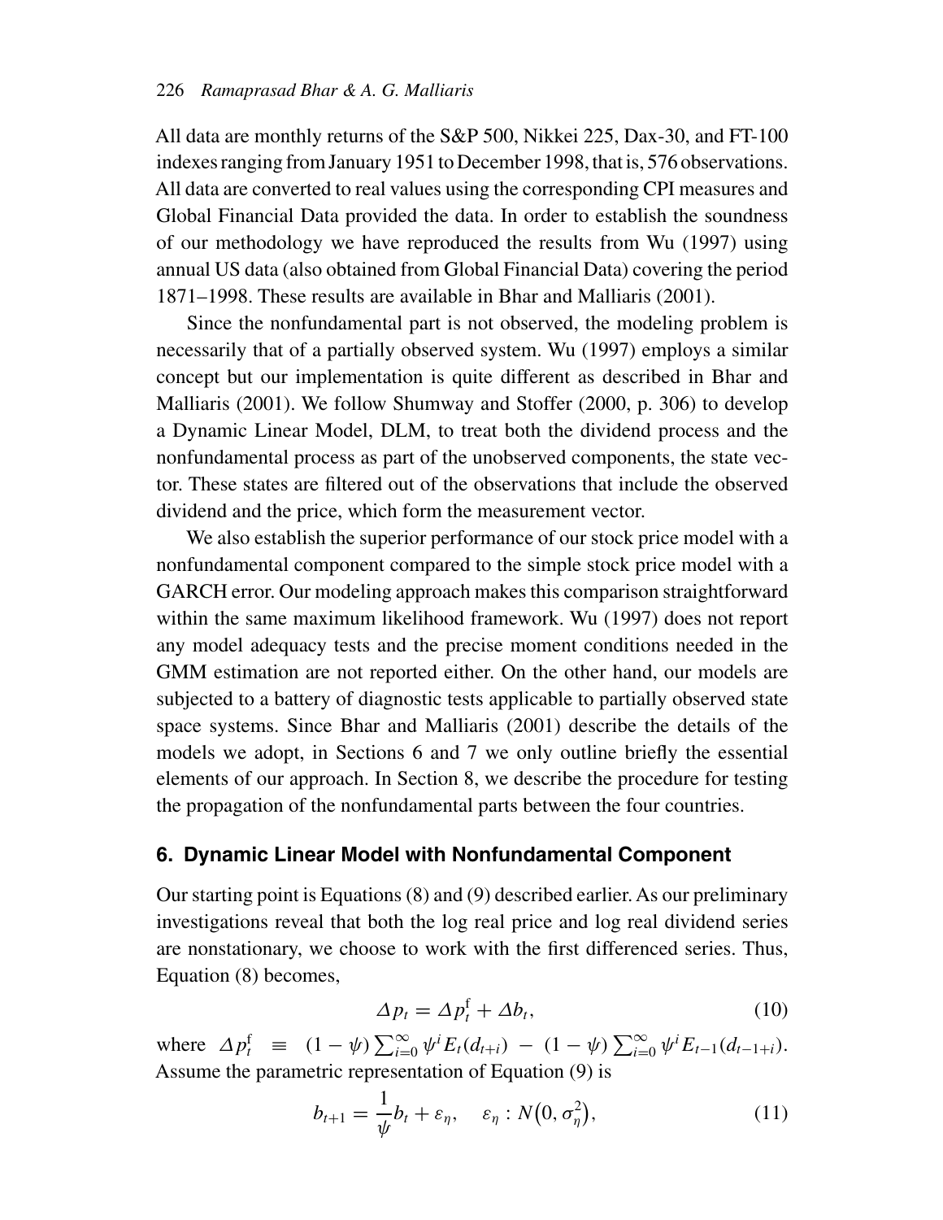All data are monthly returns of the S&P 500, Nikkei 225, Dax-30, and FT-100 indexes ranging from January 1951 to December 1998, that is, 576 observations. All data are converted to real values using the corresponding CPI measures and Global Financial Data provided the data. In order to establish the soundness of our methodology we have reproduced the results from Wu (1997) using annual US data (also obtained from Global Financial Data) covering the period 1871–1998. These results are available in Bhar and Malliaris (2001).

Since the nonfundamental part is not observed, the modeling problem is necessarily that of a partially observed system. Wu (1997) employs a similar concept but our implementation is quite different as described in Bhar and Malliaris (2001). We follow Shumway and Stoffer (2000, p. 306) to develop a Dynamic Linear Model, DLM, to treat both the dividend process and the nonfundamental process as part of the unobserved components, the state vector. These states are filtered out of the observations that include the observed dividend and the price, which form the measurement vector.

We also establish the superior performance of our stock price model with a nonfundamental component compared to the simple stock price model with a GARCH error. Our modeling approach makes this comparison straightforward within the same maximum likelihood framework. Wu (1997) does not report any model adequacy tests and the precise moment conditions needed in the GMM estimation are not reported either. On the other hand, our models are subjected to a battery of diagnostic tests applicable to partially observed state space systems. Since Bhar and Malliaris (2001) describe the details of the models we adopt, in Sections 6 and 7 we only outline briefly the essential elements of our approach. In Section 8, we describe the procedure for testing the propagation of the nonfundamental parts between the four countries.

## 6. Dynamic Linear Model with Nonfundamental Component

Our starting point is Equations (8) and (9) described earlier. As our preliminary investigations reveal that both the log real price and log real dividend series are nonstationary, we choose to work with the first differenced series. Thus, Equation (8) becomes,

$$\Delta p_t = \Delta p_t^{\mathrm{f}} + \Delta b_t, \tag{10}$$

where $\Delta p_t^{\mathrm{f}} \equiv (1-\psi)\sum_{i=0}^{\infty}\psi^i E_t(d_{t+i}) - (1-\psi)\sum_{i=0}^{\infty}\psi^i E_{t-1}(d_{t-1+i})$. Assume the parametric representation of Equation (9) is

$$b_{t+1} = \frac{1}{\psi}b_t + \varepsilon_\eta, \quad \varepsilon_\eta : N\big(0, \sigma_\eta^2\big), \tag{11}$$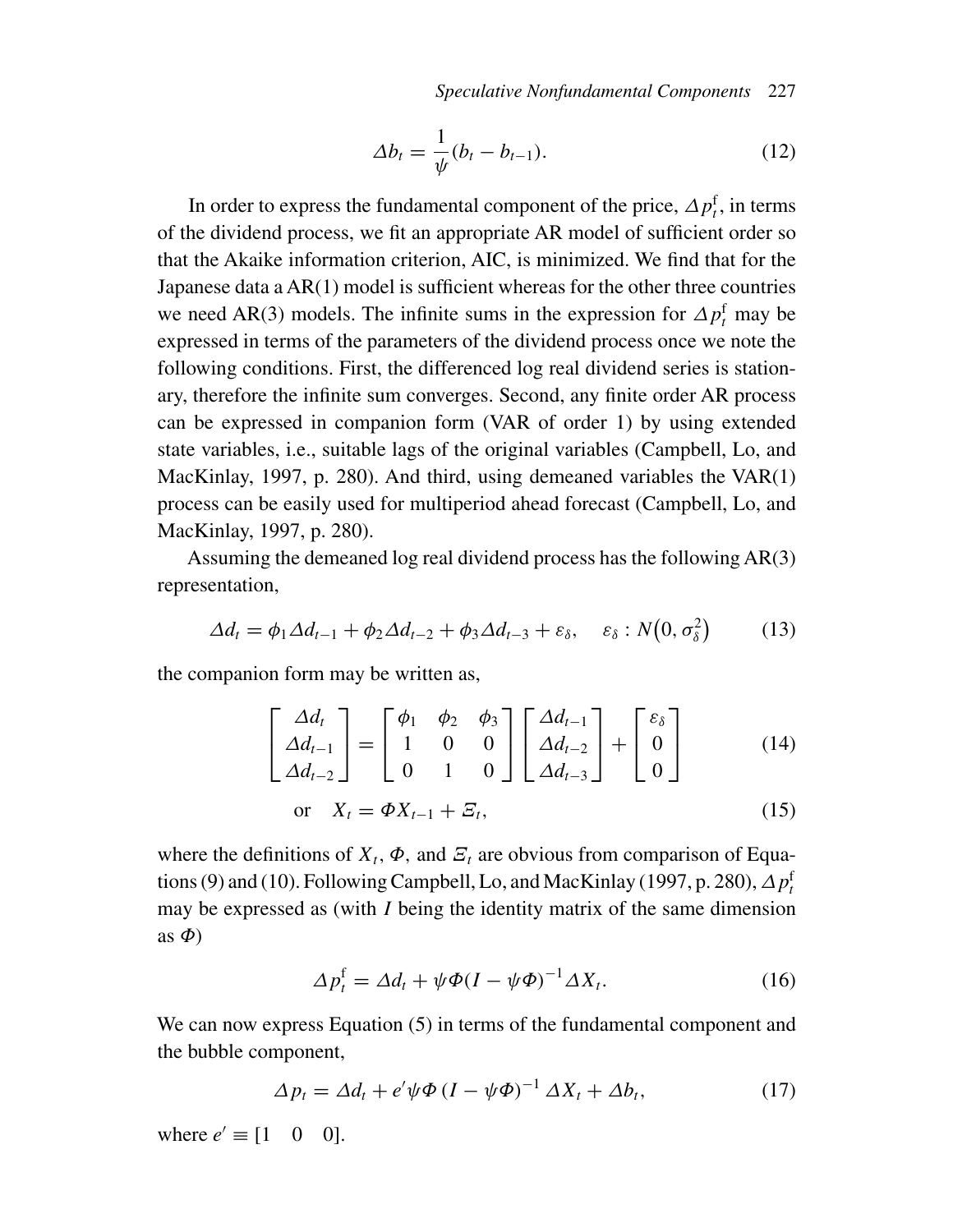$$\Delta b_t = \frac{1}{\psi}(b_t - b_{t-1}). \tag{12}$$

In order to express the fundamental component of the price, $\Delta p_t^{\mathrm{f}}$, in terms of the dividend process, we fit an appropriate AR model of sufficient order so that the Akaike information criterion, AIC, is minimized. We find that for the Japanese data a AR(1) model is sufficient whereas for the other three countries we need AR(3) models. The infinite sums in the expression for $\Delta p_t^{\mathrm{f}}$ may be expressed in terms of the parameters of the dividend process once we note the following conditions. First, the differenced log real dividend series is stationary, therefore the infinite sum converges. Second, any finite order AR process can be expressed in companion form (VAR of order 1) by using extended state variables, i.e., suitable lags of the original variables (Campbell, Lo, and MacKinlay, 1997, p. 280). And third, using demeaned variables the VAR(1) process can be easily used for multiperiod ahead forecast (Campbell, Lo, and MacKinlay, 1997, p. 280).

Assuming the demeaned log real dividend process has the following AR(3) representation,

$$\Delta d_t = \phi_1 \Delta d_{t-1} + \phi_2 \Delta d_{t-2} + \phi_3 \Delta d_{t-3} + \varepsilon_\delta, \quad \varepsilon_\delta : N\left(0, \sigma_\delta^2\right) \tag{13}$$

the companion form may be written as,

$$\begin{bmatrix} \Delta d_t \\ \Delta d_{t-1} \\ \Delta d_{t-2} \end{bmatrix} = \begin{bmatrix} \phi_1 & \phi_2 & \phi_3 \\ 1 & 0 & 0 \\ 0 & 1 & 0 \end{bmatrix} \begin{bmatrix} \Delta d_{t-1} \\ \Delta d_{t-2} \\ \Delta d_{t-3} \end{bmatrix} + \begin{bmatrix} \varepsilon_\delta \\ 0 \\ 0 \end{bmatrix} \tag{14}$$

$$\text{or} \quad X_t = \Phi X_{t-1} + \Xi_t, \tag{15}$$

where the definitions of $X_t$, $\Phi$, and $\Xi_t$ are obvious from comparison of Equations (9) and (10). Following Campbell, Lo, and MacKinlay (1997, p. 280), $\Delta p_t^{\mathrm{f}}$ may be expressed as (with $I$ being the identity matrix of the same dimension as $\Phi$)

$$\Delta p_t^{\mathrm{f}} = \Delta d_t + \psi \Phi (I - \psi \Phi)^{-1} \Delta X_t. \tag{16}$$

We can now express Equation (5) in terms of the fundamental component and the bubble component,

$$\Delta p_t = \Delta d_t + e' \psi \Phi \left(I - \psi \Phi\right)^{-1} \Delta X_t + \Delta b_t, \tag{17}$$

where $e' \equiv [1 \quad 0 \quad 0]$.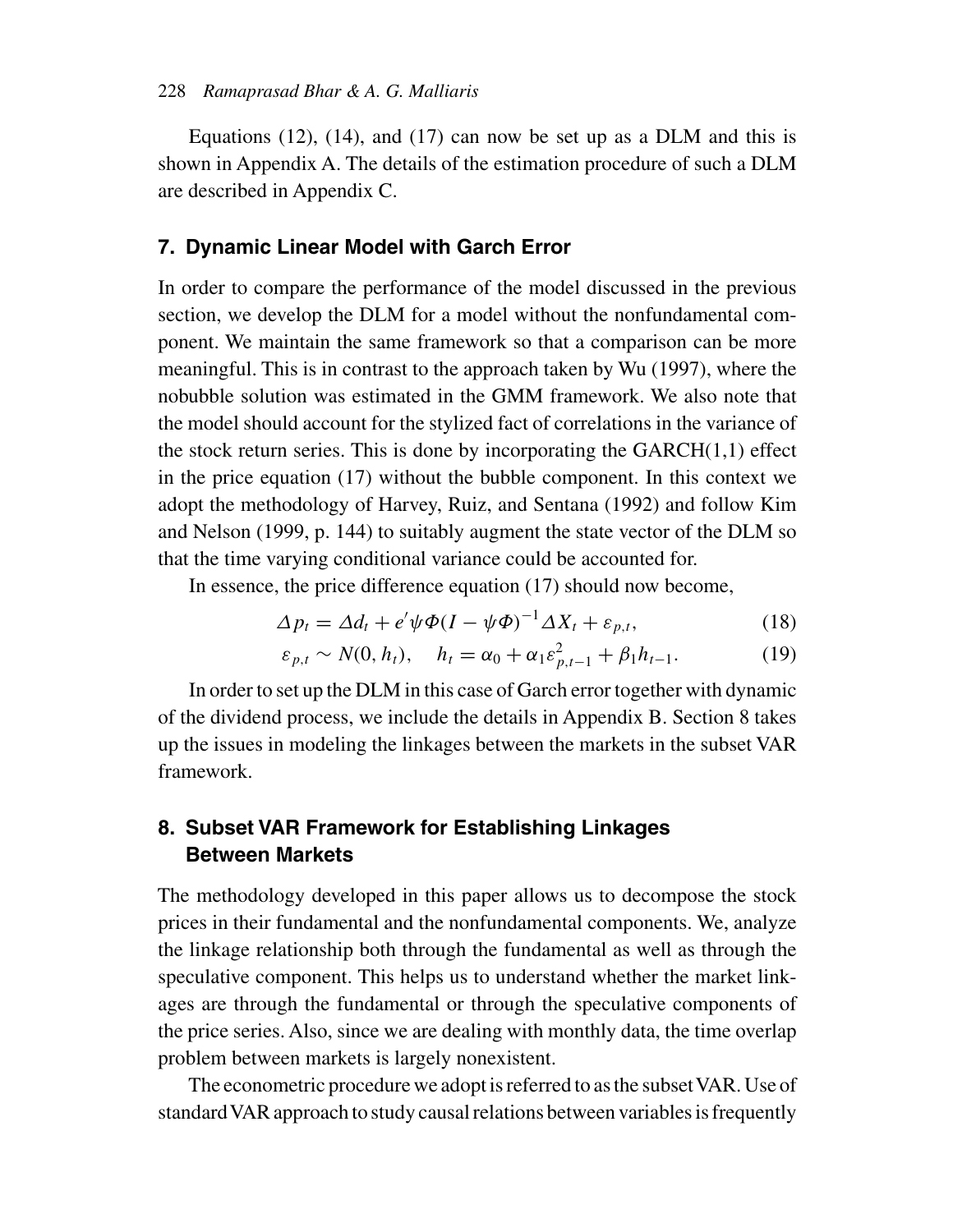Equations (12), (14), and (17) can now be set up as a DLM and this is shown in Appendix A. The details of the estimation procedure of such a DLM are described in Appendix C.

## 7. Dynamic Linear Model with Garch Error

In order to compare the performance of the model discussed in the previous section, we develop the DLM for a model without the nonfundamental component. We maintain the same framework so that a comparison can be more meaningful. This is in contrast to the approach taken by Wu (1997), where the nobubble solution was estimated in the GMM framework. We also note that the model should account for the stylized fact of correlations in the variance of the stock return series. This is done by incorporating the GARCH(1,1) effect in the price equation (17) without the bubble component. In this context we adopt the methodology of Harvey, Ruiz, and Sentana (1992) and follow Kim and Nelson (1999, p. 144) to suitably augment the state vector of the DLM so that the time varying conditional variance could be accounted for.

In essence, the price difference equation (17) should now become,

$$\Delta p_t = \Delta d_t + e'\psi\Phi(I - \psi\Phi)^{-1}\Delta X_t + \varepsilon_{p,t}, \tag{18}$$

$$\varepsilon_{p,t} \sim N(0, h_t), \quad h_t = \alpha_0 + \alpha_1\varepsilon_{p,t-1}^2 + \beta_1 h_{t-1}. \tag{19}$$

In order to set up the DLM in this case of Garch error together with dynamic of the dividend process, we include the details in Appendix B. Section 8 takes up the issues in modeling the linkages between the markets in the subset VAR framework.

## 8. Subset VAR Framework for Establishing Linkages Between Markets

The methodology developed in this paper allows us to decompose the stock prices in their fundamental and the nonfundamental components. We, analyze the linkage relationship both through the fundamental as well as through the speculative component. This helps us to understand whether the market linkages are through the fundamental or through the speculative components of the price series. Also, since we are dealing with monthly data, the time overlap problem between markets is largely nonexistent.

The econometric procedure we adopt is referred to as the subset VAR. Use of standard VAR approach to study causal relations between variables is frequently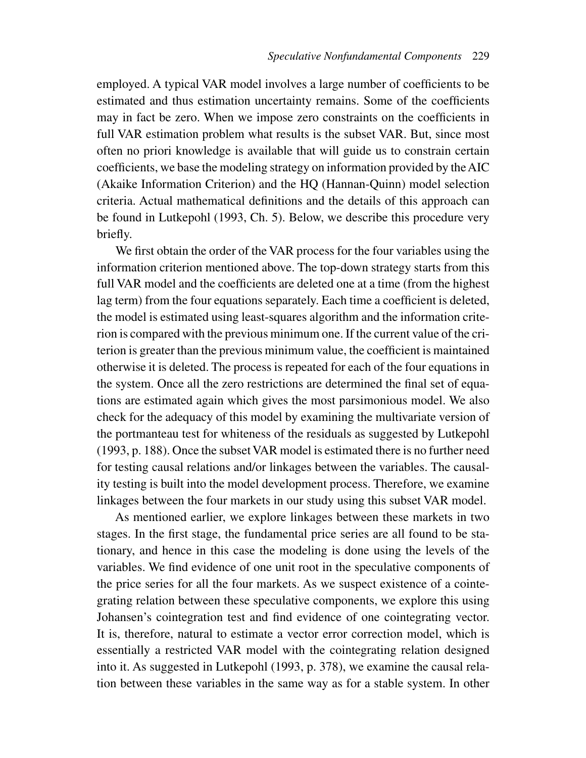employed. A typical VAR model involves a large number of coefficients to be estimated and thus estimation uncertainty remains. Some of the coefficients may in fact be zero. When we impose zero constraints on the coefficients in full VAR estimation problem what results is the subset VAR. But, since most often no priori knowledge is available that will guide us to constrain certain coefficients, we base the modeling strategy on information provided by the AIC (Akaike Information Criterion) and the HQ (Hannan-Quinn) model selection criteria. Actual mathematical definitions and the details of this approach can be found in Lutkepohl (1993, Ch. 5). Below, we describe this procedure very briefly.

We first obtain the order of the VAR process for the four variables using the information criterion mentioned above. The top-down strategy starts from this full VAR model and the coefficients are deleted one at a time (from the highest lag term) from the four equations separately. Each time a coefficient is deleted, the model is estimated using least-squares algorithm and the information criterion is compared with the previous minimum one. If the current value of the criterion is greater than the previous minimum value, the coefficient is maintained otherwise it is deleted. The process is repeated for each of the four equations in the system. Once all the zero restrictions are determined the final set of equations are estimated again which gives the most parsimonious model. We also check for the adequacy of this model by examining the multivariate version of the portmanteau test for whiteness of the residuals as suggested by Lutkepohl (1993, p. 188). Once the subset VAR model is estimated there is no further need for testing causal relations and/or linkages between the variables. The causality testing is built into the model development process. Therefore, we examine linkages between the four markets in our study using this subset VAR model.

As mentioned earlier, we explore linkages between these markets in two stages. In the first stage, the fundamental price series are all found to be stationary, and hence in this case the modeling is done using the levels of the variables. We find evidence of one unit root in the speculative components of the price series for all the four markets. As we suspect existence of a cointegrating relation between these speculative components, we explore this using Johansen's cointegration test and find evidence of one cointegrating vector. It is, therefore, natural to estimate a vector error correction model, which is essentially a restricted VAR model with the cointegrating relation designed into it. As suggested in Lutkepohl (1993, p. 378), we examine the causal relation between these variables in the same way as for a stable system. In other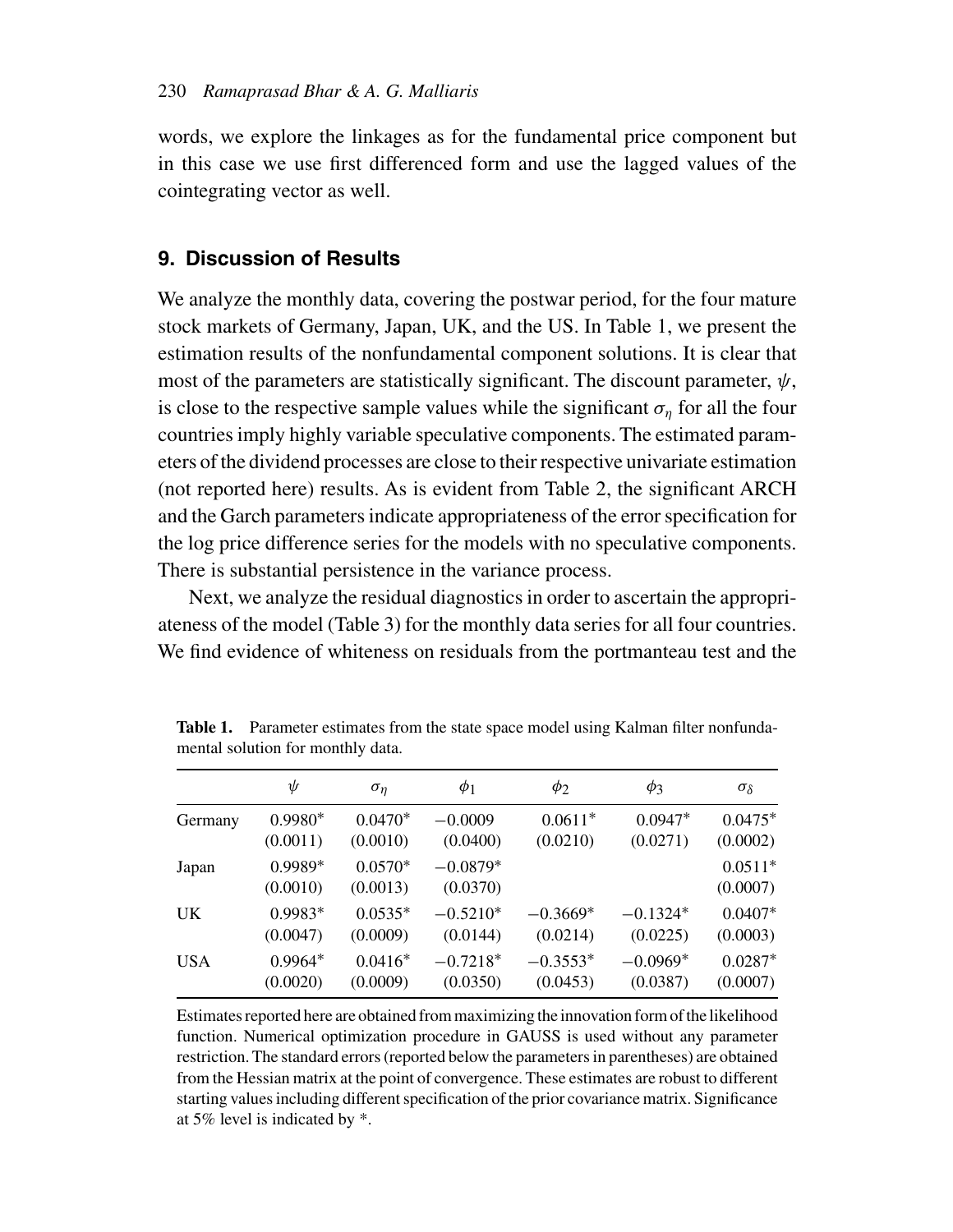words, we explore the linkages as for the fundamental price component but in this case we use first differenced form and use the lagged values of the cointegrating vector as well.

## 9. Discussion of Results

We analyze the monthly data, covering the postwar period, for the four mature stock markets of Germany, Japan, UK, and the US. In Table 1, we present the estimation results of the nonfundamental component solutions. It is clear that most of the parameters are statistically significant. The discount parameter, $\psi$, is close to the respective sample values while the significant $\sigma_\eta$ for all the four countries imply highly variable speculative components. The estimated parameters of the dividend processes are close to their respective univariate estimation (not reported here) results. As is evident from Table 2, the significant ARCH and the Garch parameters indicate appropriateness of the error specification for the log price difference series for the models with no speculative components. There is substantial persistence in the variance process.

Next, we analyze the residual diagnostics in order to ascertain the appropriateness of the model (Table 3) for the monthly data series for all four countries. We find evidence of whiteness on residuals from the portmanteau test and the

**Table 1.** Parameter estimates from the state space model using Kalman filter nonfundamental solution for monthly data.

| | $\psi$ | $\sigma_\eta$ | $\phi_1$ | $\phi_2$ | $\phi_3$ | $\sigma_\delta$ |
|---|---|---|---|---|---|---|
| Germany | 0.9980* | 0.0470* | −0.0009 | 0.0611* | 0.0947* | 0.0475* |
| | (0.0011) | (0.0010) | (0.0400) | (0.0210) | (0.0271) | (0.0002) |
| Japan | 0.9989* | 0.0570* | −0.0879* | | | 0.0511* |
| | (0.0010) | (0.0013) | (0.0370) | | | (0.0007) |
| UK | 0.9983* | 0.0535* | −0.5210* | −0.3669* | −0.1324* | 0.0407* |
| | (0.0047) | (0.0009) | (0.0144) | (0.0214) | (0.0225) | (0.0003) |
| USA | 0.9964* | 0.0416* | −0.7218* | −0.3553* | −0.0969* | 0.0287* |
| | (0.0020) | (0.0009) | (0.0350) | (0.0453) | (0.0387) | (0.0007) |

Estimates reported here are obtained from maximizing the innovation form of the likelihood function. Numerical optimization procedure in GAUSS is used without any parameter restriction. The standard errors (reported below the parameters in parentheses) are obtained from the Hessian matrix at the point of convergence. These estimates are robust to different starting values including different specification of the prior covariance matrix. Significance at 5% level is indicated by *.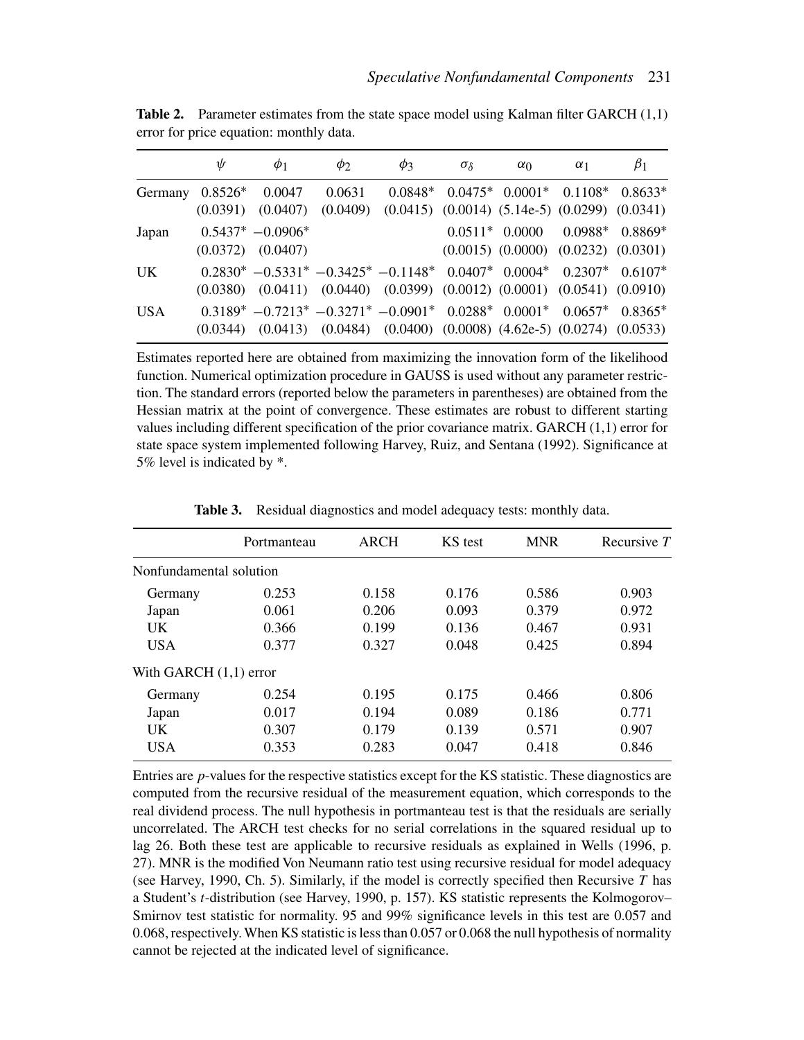**Table 2.** Parameter estimates from the state space model using Kalman filter GARCH (1,1) error for price equation: monthly data.

| | $\psi$ | $\phi_1$ | $\phi_2$ | $\phi_3$ | $\sigma_\delta$ | $\alpha_0$ | $\alpha_1$ | $\beta_1$ |
|---|---|---|---|---|---|---|---|---|
| Germany | 0.8526* | 0.0047 | 0.0631 | 0.0848* | 0.0475* | 0.0001* | 0.1108* | 0.8633* |
| | (0.0391) | (0.0407) | (0.0409) | (0.0415) | (0.0014) | (5.14e-5) | (0.0299) | (0.0341) |
| Japan | 0.5437* | −0.0906* | | | 0.0511* | 0.0000 | 0.0988* | 0.8869* |
| | (0.0372) | (0.0407) | | | (0.0015) | (0.0000) | (0.0232) | (0.0301) |
| UK | 0.2830* | −0.5331* | −0.3425* | −0.1148* | 0.0407* | 0.0004* | 0.2307* | 0.6107* |
| | (0.0380) | (0.0411) | (0.0440) | (0.0399) | (0.0012) | (0.0001) | (0.0541) | (0.0910) |
| USA | 0.3189* | −0.7213* | −0.3271* | −0.0901* | 0.0288* | 0.0001* | 0.0657* | 0.8365* |
| | (0.0344) | (0.0413) | (0.0484) | (0.0400) | (0.0008) | (4.62e-5) | (0.0274) | (0.0533) |

Estimates reported here are obtained from maximizing the innovation form of the likelihood function. Numerical optimization procedure in GAUSS is used without any parameter restriction. The standard errors (reported below the parameters in parentheses) are obtained from the Hessian matrix at the point of convergence. These estimates are robust to different starting values including different specification of the prior covariance matrix. GARCH (1,1) error for state space system implemented following Harvey, Ruiz, and Sentana (1992). Significance at 5% level is indicated by *.

**Table 3.** Residual diagnostics and model adequacy tests: monthly data.

| | Portmanteau | ARCH | KS test | MNR | Recursive $T$ |
|---|---|---|---|---|---|
| Nonfundamental solution | | | | | |
| Germany | 0.253 | 0.158 | 0.176 | 0.586 | 0.903 |
| Japan | 0.061 | 0.206 | 0.093 | 0.379 | 0.972 |
| UK | 0.366 | 0.199 | 0.136 | 0.467 | 0.931 |
| USA | 0.377 | 0.327 | 0.048 | 0.425 | 0.894 |
| With GARCH (1,1) error | | | | | |
| Germany | 0.254 | 0.195 | 0.175 | 0.466 | 0.806 |
| Japan | 0.017 | 0.194 | 0.089 | 0.186 | 0.771 |
| UK | 0.307 | 0.179 | 0.139 | 0.571 | 0.907 |
| USA | 0.353 | 0.283 | 0.047 | 0.418 | 0.846 |

Entries are $p$-values for the respective statistics except for the KS statistic. These diagnostics are computed from the recursive residual of the measurement equation, which corresponds to the real dividend process. The null hypothesis in portmanteau test is that the residuals are serially uncorrelated. The ARCH test checks for no serial correlations in the squared residual up to lag 26. Both these test are applicable to recursive residuals as explained in Wells (1996, p. 27). MNR is the modified Von Neumann ratio test using recursive residual for model adequacy (see Harvey, 1990, Ch. 5). Similarly, if the model is correctly specified then Recursive $T$ has a Student's $t$-distribution (see Harvey, 1990, p. 157). KS statistic represents the Kolmogorov–Smirnov test statistic for normality. 95 and 99% significance levels in this test are 0.057 and 0.068, respectively. When KS statistic is less than 0.057 or 0.068 the null hypothesis of normality cannot be rejected at the indicated level of significance.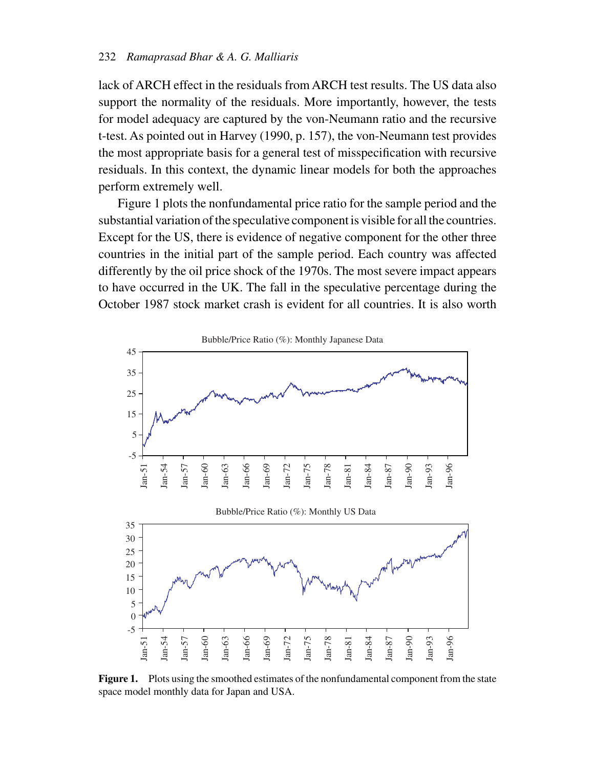lack of ARCH effect in the residuals from ARCH test results. The US data also support the normality of the residuals. More importantly, however, the tests for model adequacy are captured by the von-Neumann ratio and the recursive t-test. As pointed out in Harvey (1990, p. 157), the von-Neumann test provides the most appropriate basis for a general test of misspecification with recursive residuals. In this context, the dynamic linear models for both the approaches perform extremely well.

Figure 1 plots the nonfundamental price ratio for the sample period and the substantial variation of the speculative component is visible for all the countries. Except for the US, there is evidence of negative component for the other three countries in the initial part of the sample period. Each country was affected differently by the oil price shock of the 1970s. The most severe impact appears to have occurred in the UK. The fall in the speculative percentage during the October 1987 stock market crash is evident for all countries. It is also worth

**Figure 1.** Plots using the smoothed estimates of the nonfundamental component from the state space model monthly data for Japan and USA.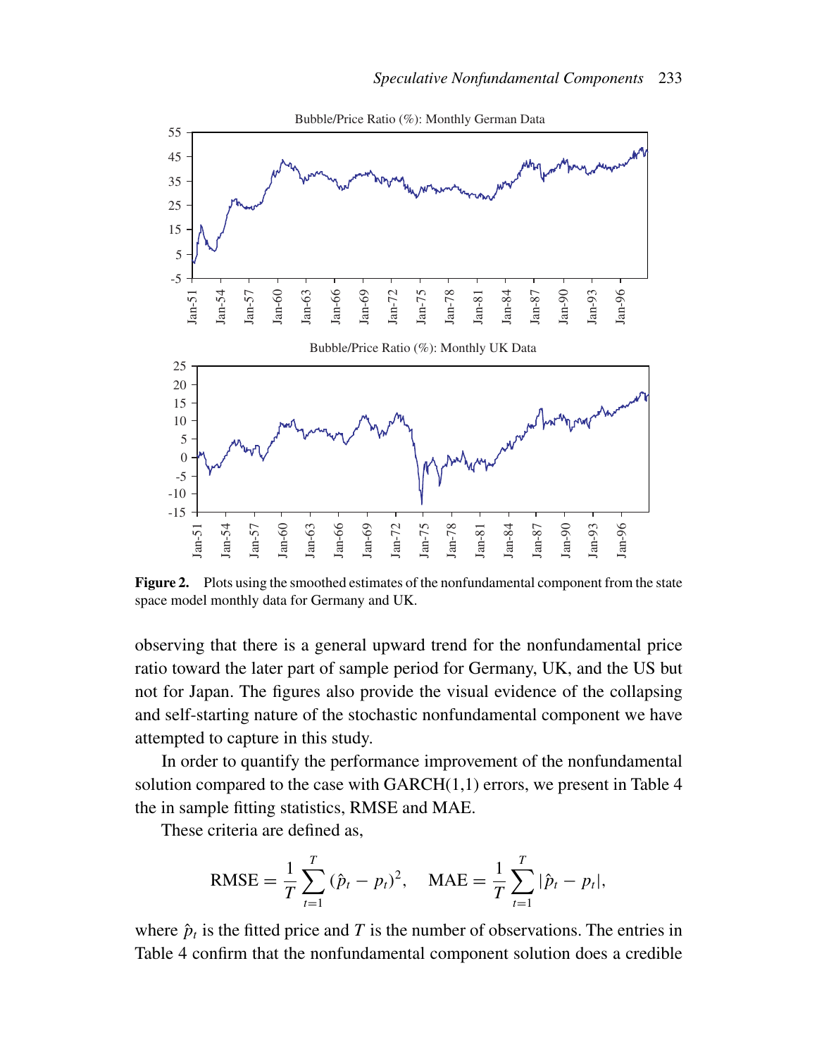**Figure 2.** Plots using the smoothed estimates of the nonfundamental component from the state space model monthly data for Germany and UK.

observing that there is a general upward trend for the nonfundamental price ratio toward the later part of sample period for Germany, UK, and the US but not for Japan. The figures also provide the visual evidence of the collapsing and self-starting nature of the stochastic nonfundamental component we have attempted to capture in this study.

In order to quantify the performance improvement of the nonfundamental solution compared to the case with GARCH(1,1) errors, we present in Table 4 the in sample fitting statistics, RMSE and MAE.

These criteria are defined as,

$$\text{RMSE} = \frac{1}{T}\sum_{t=1}^{T}(\hat{p}_t - p_t)^2, \quad \text{MAE} = \frac{1}{T}\sum_{t=1}^{T}|\hat{p}_t - p_t|,$$

where $\hat{p}_t$ is the fitted price and $T$ is the number of observations. The entries in Table 4 confirm that the nonfundamental component solution does a credible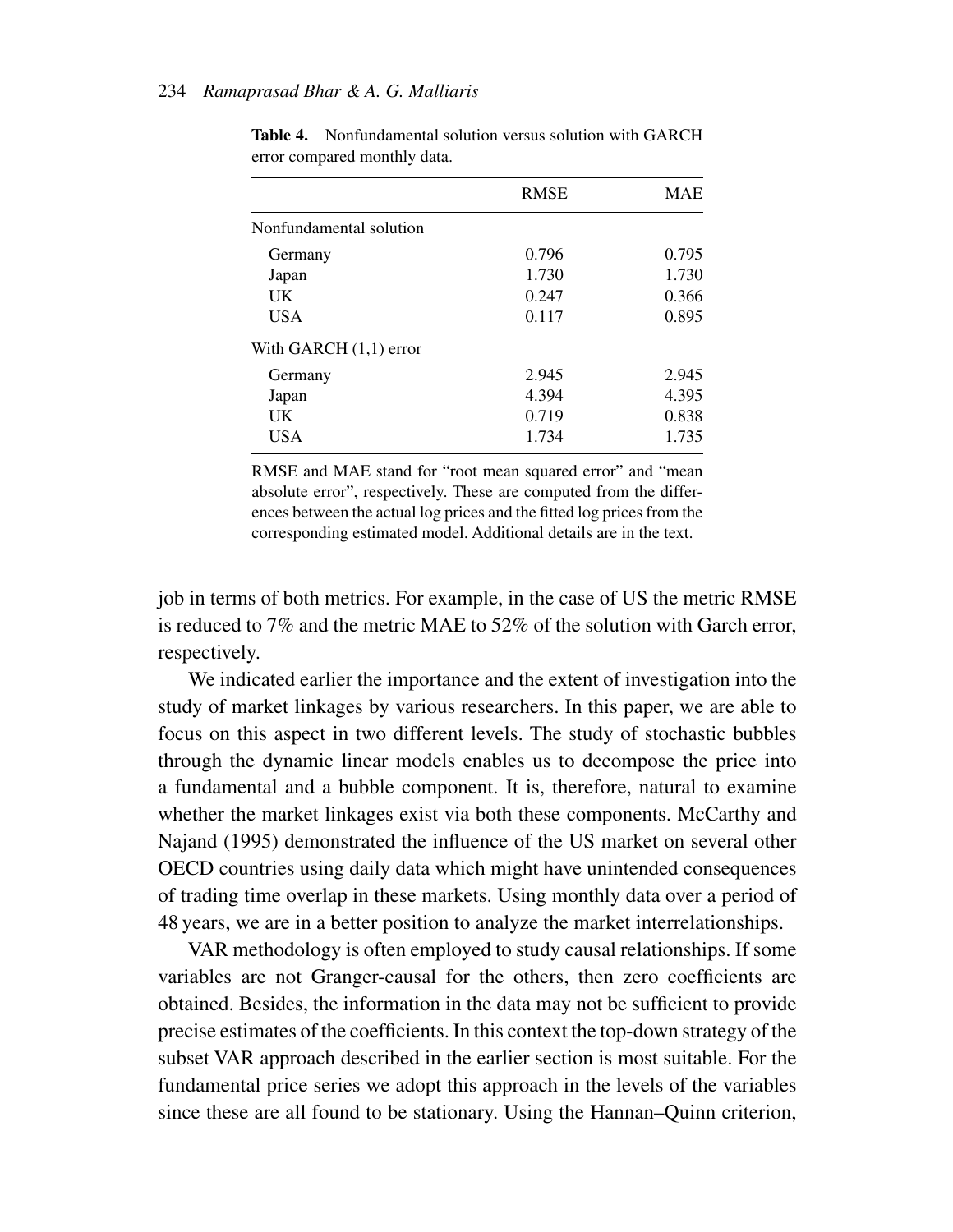**Table 4.** Nonfundamental solution versus solution with GARCH error compared monthly data.

| | RMSE | MAE |
|---|---|---|
| Nonfundamental solution | | |
| Germany | 0.796 | 0.795 |
| Japan | 1.730 | 1.730 |
| UK | 0.247 | 0.366 |
| USA | 0.117 | 0.895 |
| With GARCH (1,1) error | | |
| Germany | 2.945 | 2.945 |
| Japan | 4.394 | 4.395 |
| UK | 0.719 | 0.838 |
| USA | 1.734 | 1.735 |

RMSE and MAE stand for "root mean squared error" and "mean absolute error", respectively. These are computed from the differences between the actual log prices and the fitted log prices from the corresponding estimated model. Additional details are in the text.

job in terms of both metrics. For example, in the case of US the metric RMSE is reduced to 7% and the metric MAE to 52% of the solution with Garch error, respectively.

We indicated earlier the importance and the extent of investigation into the study of market linkages by various researchers. In this paper, we are able to focus on this aspect in two different levels. The study of stochastic bubbles through the dynamic linear models enables us to decompose the price into a fundamental and a bubble component. It is, therefore, natural to examine whether the market linkages exist via both these components. McCarthy and Najand (1995) demonstrated the influence of the US market on several other OECD countries using daily data which might have unintended consequences of trading time overlap in these markets. Using monthly data over a period of 48 years, we are in a better position to analyze the market interrelationships.

VAR methodology is often employed to study causal relationships. If some variables are not Granger-causal for the others, then zero coefficients are obtained. Besides, the information in the data may not be sufficient to provide precise estimates of the coefficients. In this context the top-down strategy of the subset VAR approach described in the earlier section is most suitable. For the fundamental price series we adopt this approach in the levels of the variables since these are all found to be stationary. Using the Hannan–Quinn criterion,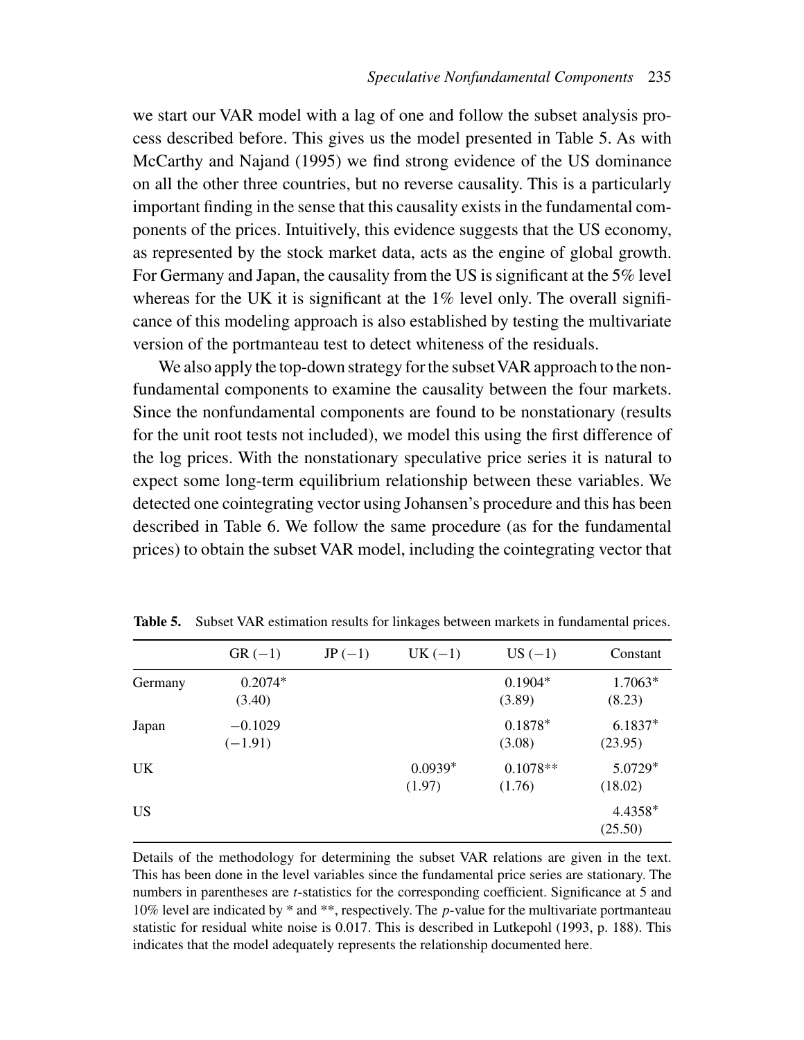we start our VAR model with a lag of one and follow the subset analysis process described before. This gives us the model presented in Table 5. As with McCarthy and Najand (1995) we find strong evidence of the US dominance on all the other three countries, but no reverse causality. This is a particularly important finding in the sense that this causality exists in the fundamental components of the prices. Intuitively, this evidence suggests that the US economy, as represented by the stock market data, acts as the engine of global growth. For Germany and Japan, the causality from the US is significant at the 5% level whereas for the UK it is significant at the 1% level only. The overall significance of this modeling approach is also established by testing the multivariate version of the portmanteau test to detect whiteness of the residuals.

We also apply the top-down strategy for the subset VAR approach to the nonfundamental components to examine the causality between the four markets. Since the nonfundamental components are found to be nonstationary (results for the unit root tests not included), we model this using the first difference of the log prices. With the nonstationary speculative price series it is natural to expect some long-term equilibrium relationship between these variables. We detected one cointegrating vector using Johansen's procedure and this has been described in Table 6. We follow the same procedure (as for the fundamental prices) to obtain the subset VAR model, including the cointegrating vector that

**Table 5.** Subset VAR estimation results for linkages between markets in fundamental prices.

| | GR (−1) | JP (−1) | UK (−1) | US (−1) | Constant |
|---|---|---|---|---|---|
| Germany | 0.2074* (3.40) | | | 0.1904* (3.89) | 1.7063* (8.23) |
| Japan | −0.1029 (−1.91) | | | 0.1878* (3.08) | 6.1837* (23.95) |
| UK | | | 0.0939* (1.97) | 0.1078** (1.76) | 5.0729* (18.02) |
| US | | | | | 4.4358* (25.50) |

Details of the methodology for determining the subset VAR relations are given in the text. This has been done in the level variables since the fundamental price series are stationary. The numbers in parentheses are *t*-statistics for the corresponding coefficient. Significance at 5 and 10% level are indicated by * and **, respectively. The *p*-value for the multivariate portmanteau statistic for residual white noise is 0.017. This is described in Lutkepohl (1993, p. 188). This indicates that the model adequately represents the relationship documented here.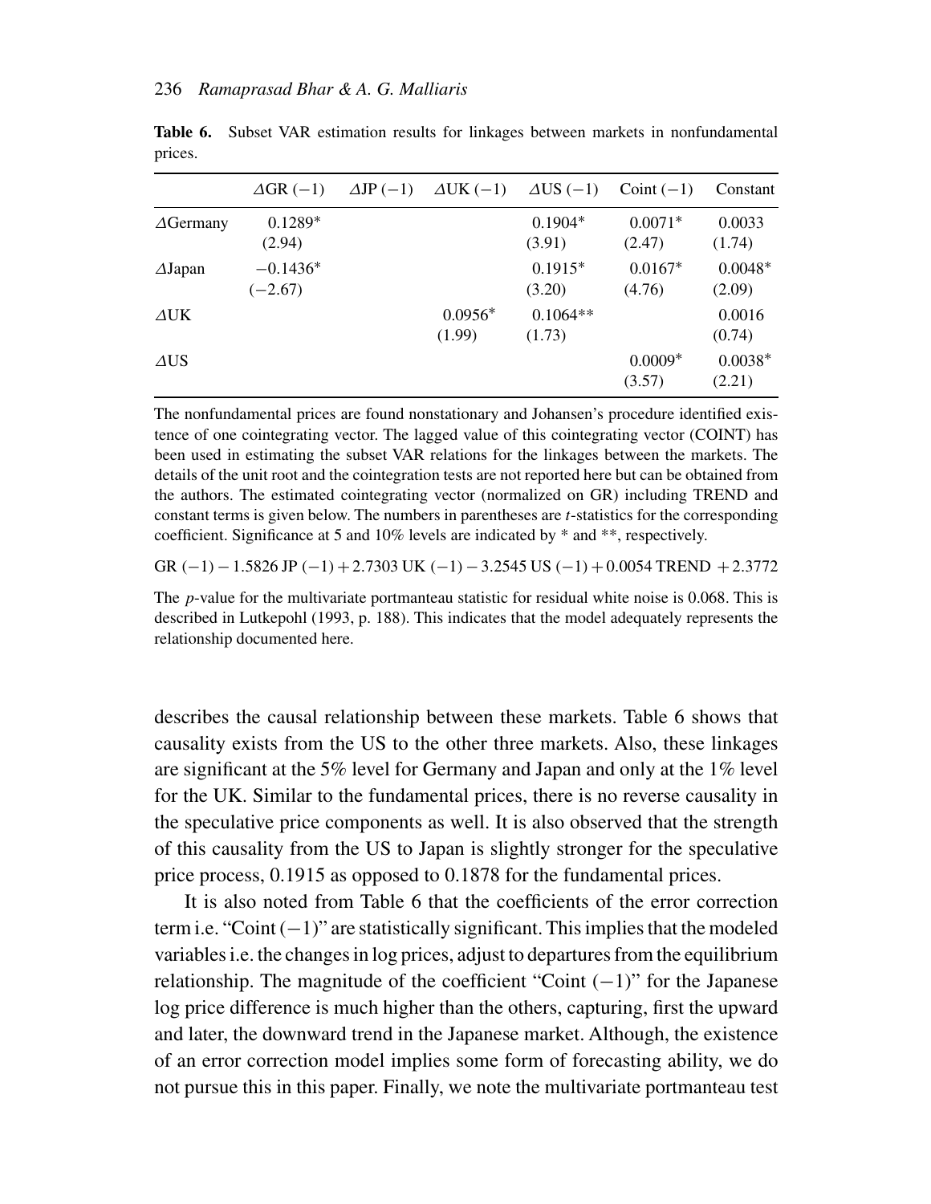**Table 6.** Subset VAR estimation results for linkages between markets in nonfundamental prices.

| | $\Delta$GR (−1) | $\Delta$JP (−1) | $\Delta$UK (−1) | $\Delta$US (−1) | Coint (−1) | Constant |
|---|---|---|---|---|---|---|
| $\Delta$Germany | 0.1289* (2.94) | | | 0.1904* (3.91) | 0.0071* (2.47) | 0.0033 (1.74) |
| $\Delta$Japan | −0.1436* (−2.67) | | | 0.1915* (3.20) | 0.0167* (4.76) | 0.0048* (2.09) |
| $\Delta$UK | | | 0.0956* (1.99) | 0.1064** (1.73) | | 0.0016 (0.74) |
| $\Delta$US | | | | | 0.0009* (3.57) | 0.0038* (2.21) |

The nonfundamental prices are found nonstationary and Johansen's procedure identified existence of one cointegrating vector. The lagged value of this cointegrating vector (COINT) has been used in estimating the subset VAR relations for the linkages between the markets. The details of the unit root and the cointegration tests are not reported here but can be obtained from the authors. The estimated cointegrating vector (normalized on GR) including TREND and constant terms is given below. The numbers in parentheses are *t*-statistics for the corresponding coefficient. Significance at 5 and 10% levels are indicated by * and **, respectively.

$$\text{GR}\,(-1) - 1.5826\,\text{JP}\,(-1) + 2.7303\,\text{UK}\,(-1) - 3.2545\,\text{US}\,(-1) + 0.0054\,\text{TREND} + 2.3772$$

The *p*-value for the multivariate portmanteau statistic for residual white noise is 0.068. This is described in Lutkepohl (1993, p. 188). This indicates that the model adequately represents the relationship documented here.

describes the causal relationship between these markets. Table 6 shows that causality exists from the US to the other three markets. Also, these linkages are significant at the 5% level for Germany and Japan and only at the 1% level for the UK. Similar to the fundamental prices, there is no reverse causality in the speculative price components as well. It is also observed that the strength of this causality from the US to Japan is slightly stronger for the speculative price process, 0.1915 as opposed to 0.1878 for the fundamental prices.

It is also noted from Table 6 that the coefficients of the error correction term i.e. "Coint (−1)" are statistically significant. This implies that the modeled variables i.e. the changes in log prices, adjust to departures from the equilibrium relationship. The magnitude of the coefficient "Coint (−1)" for the Japanese log price difference is much higher than the others, capturing, first the upward and later, the downward trend in the Japanese market. Although, the existence of an error correction model implies some form of forecasting ability, we do not pursue this in this paper. Finally, we note the multivariate portmanteau test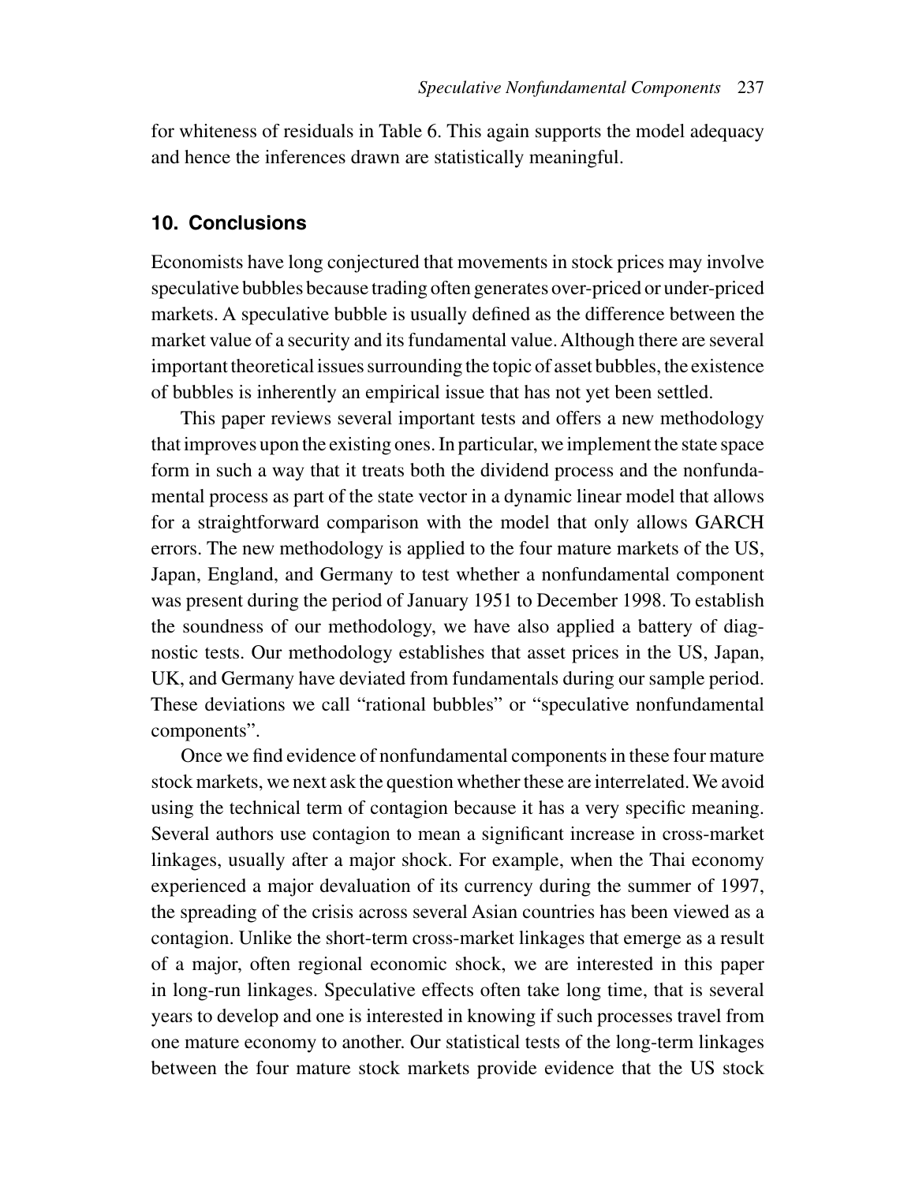for whiteness of residuals in Table 6. This again supports the model adequacy and hence the inferences drawn are statistically meaningful.

## 10. Conclusions

Economists have long conjectured that movements in stock prices may involve speculative bubbles because trading often generates over-priced or under-priced markets. A speculative bubble is usually defined as the difference between the market value of a security and its fundamental value. Although there are several important theoretical issues surrounding the topic of asset bubbles, the existence of bubbles is inherently an empirical issue that has not yet been settled.

This paper reviews several important tests and offers a new methodology that improves upon the existing ones. In particular, we implement the state space form in such a way that it treats both the dividend process and the nonfundamental process as part of the state vector in a dynamic linear model that allows for a straightforward comparison with the model that only allows GARCH errors. The new methodology is applied to the four mature markets of the US, Japan, England, and Germany to test whether a nonfundamental component was present during the period of January 1951 to December 1998. To establish the soundness of our methodology, we have also applied a battery of diagnostic tests. Our methodology establishes that asset prices in the US, Japan, UK, and Germany have deviated from fundamentals during our sample period. These deviations we call "rational bubbles" or "speculative nonfundamental components".

Once we find evidence of nonfundamental components in these four mature stock markets, we next ask the question whether these are interrelated. We avoid using the technical term of contagion because it has a very specific meaning. Several authors use contagion to mean a significant increase in cross-market linkages, usually after a major shock. For example, when the Thai economy experienced a major devaluation of its currency during the summer of 1997, the spreading of the crisis across several Asian countries has been viewed as a contagion. Unlike the short-term cross-market linkages that emerge as a result of a major, often regional economic shock, we are interested in this paper in long-run linkages. Speculative effects often take long time, that is several years to develop and one is interested in knowing if such processes travel from one mature economy to another. Our statistical tests of the long-term linkages between the four mature stock markets provide evidence that the US stock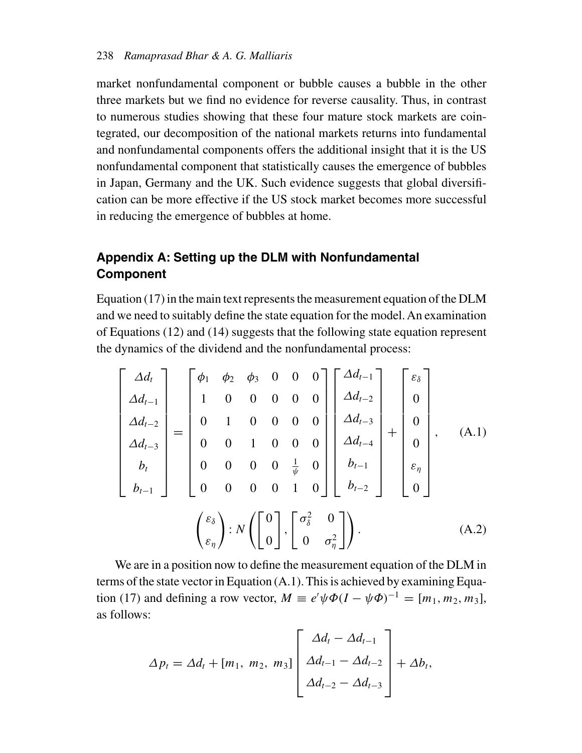market nonfundamental component or bubble causes a bubble in the other three markets but we find no evidence for reverse causality. Thus, in contrast to numerous studies showing that these four mature stock markets are cointegrated, our decomposition of the national markets returns into fundamental and nonfundamental components offers the additional insight that it is the US nonfundamental component that statistically causes the emergence of bubbles in Japan, Germany and the UK. Such evidence suggests that global diversification can be more effective if the US stock market becomes more successful in reducing the emergence of bubbles at home.

## Appendix A: Setting up the DLM with Nonfundamental Component

Equation (17) in the main text represents the measurement equation of the DLM and we need to suitably define the state equation for the model. An examination of Equations (12) and (14) suggests that the following state equation represent the dynamics of the dividend and the nonfundamental process:

$$\begin{bmatrix} \Delta d_t \\ \Delta d_{t-1} \\ \Delta d_{t-2} \\ \Delta d_{t-3} \\ b_t \\ b_{t-1} \end{bmatrix} = \begin{bmatrix} \phi_1 & \phi_2 & \phi_3 & 0 & 0 & 0 \\ 1 & 0 & 0 & 0 & 0 & 0 \\ 0 & 1 & 0 & 0 & 0 & 0 \\ 0 & 0 & 1 & 0 & 0 & 0 \\ 0 & 0 & 0 & 0 & \frac{1}{\psi} & 0 \\ 0 & 0 & 0 & 0 & 1 & 0 \end{bmatrix} \begin{bmatrix} \Delta d_{t-1} \\ \Delta d_{t-2} \\ \Delta d_{t-3} \\ \Delta d_{t-4} \\ b_{t-1} \\ b_{t-2} \end{bmatrix} + \begin{bmatrix} \varepsilon_\delta \\ 0 \\ 0 \\ 0 \\ \varepsilon_\eta \\ 0 \end{bmatrix}, \tag{A.1}$$

$$\begin{pmatrix} \varepsilon_\delta \\ \varepsilon_\eta \end{pmatrix} : N\left( \begin{bmatrix} 0 \\ 0 \end{bmatrix}, \begin{bmatrix} \sigma_\delta^2 & 0 \\ 0 & \sigma_\eta^2 \end{bmatrix} \right). \tag{A.2}$$

We are in a position now to define the measurement equation of the DLM in terms of the state vector in Equation (A.1). This is achieved by examining Equation (17) and defining a row vector, $M \equiv e'\psi\Phi(I - \psi\Phi)^{-1} = [m_1, m_2, m_3]$, as follows:

$$\Delta p_t = \Delta d_t + [m_1,\ m_2,\ m_3] \begin{bmatrix} \Delta d_t - \Delta d_{t-1} \\ \Delta d_{t-1} - \Delta d_{t-2} \\ \Delta d_{t-2} - \Delta d_{t-3} \end{bmatrix} + \Delta b_t,$$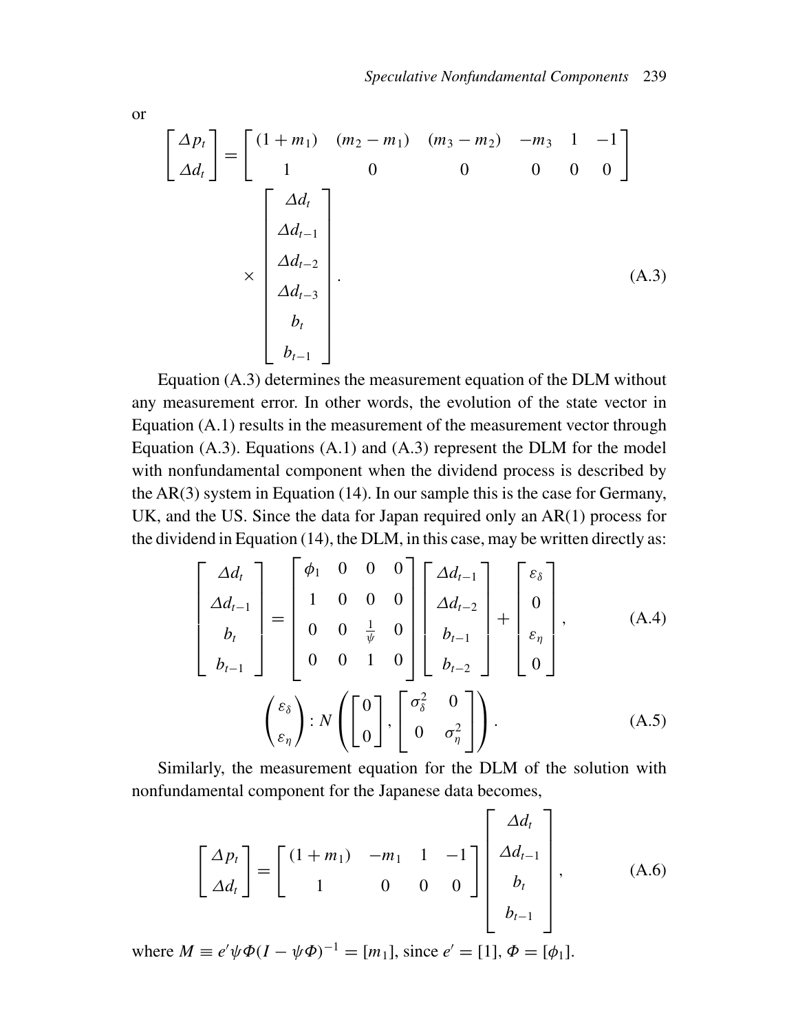or

$$
\begin{bmatrix} \Delta p_t \\ \Delta d_t \end{bmatrix} = \begin{bmatrix} (1+m_1) & (m_2 - m_1) & (m_3 - m_2) & -m_3 & 1 & -1 \\ 1 & 0 & 0 & 0 & 0 & 0 \end{bmatrix} \times \begin{bmatrix} \Delta d_t \\ \Delta d_{t-1} \\ \Delta d_{t-2} \\ \Delta d_{t-3} \\ b_t \\ b_{t-1} \end{bmatrix}. \tag{A.3}
$$

Equation (A.3) determines the measurement equation of the DLM without any measurement error. In other words, the evolution of the state vector in Equation (A.1) results in the measurement of the measurement vector through Equation (A.3). Equations (A.1) and (A.3) represent the DLM for the model with nonfundamental component when the dividend process is described by the AR(3) system in Equation (14). In our sample this is the case for Germany, UK, and the US. Since the data for Japan required only an AR(1) process for the dividend in Equation (14), the DLM, in this case, may be written directly as:

$$
\begin{bmatrix} \Delta d_t \\ \Delta d_{t-1} \\ b_t \\ b_{t-1} \end{bmatrix} = \begin{bmatrix} \phi_1 & 0 & 0 & 0 \\ 1 & 0 & 0 & 0 \\ 0 & 0 & \frac{1}{\psi} & 0 \\ 0 & 0 & 1 & 0 \end{bmatrix} \begin{bmatrix} \Delta d_{t-1} \\ \Delta d_{t-2} \\ b_{t-1} \\ b_{t-2} \end{bmatrix} + \begin{bmatrix} \varepsilon_\delta \\ 0 \\ \varepsilon_\eta \\ 0 \end{bmatrix}, \tag{A.4}
$$

$$
\begin{pmatrix} \varepsilon_\delta \\ \varepsilon_\eta \end{pmatrix} : N\left( \begin{bmatrix} 0 \\ 0 \end{bmatrix}, \begin{bmatrix} \sigma_\delta^2 & 0 \\ 0 & \sigma_\eta^2 \end{bmatrix} \right). \tag{A.5}
$$

Similarly, the measurement equation for the DLM of the solution with nonfundamental component for the Japanese data becomes,

$$
\begin{bmatrix} \Delta p_t \\ \Delta d_t \end{bmatrix} = \begin{bmatrix} (1+m_1) & -m_1 & 1 & -1 \\ 1 & 0 & 0 & 0 \end{bmatrix} \begin{bmatrix} \Delta d_t \\ \Delta d_{t-1} \\ b_t \\ b_{t-1} \end{bmatrix}, \tag{A.6}
$$

where $M \equiv e'\psi\Phi(I - \psi\Phi)^{-1} = [m_1]$, since $e' = [1]$, $\Phi = [\phi_1]$.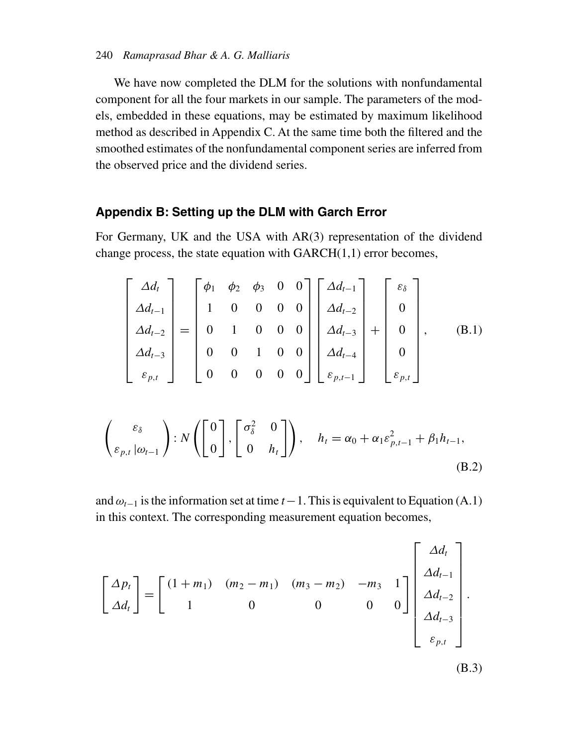We have now completed the DLM for the solutions with nonfundamental component for all the four markets in our sample. The parameters of the models, embedded in these equations, may be estimated by maximum likelihood method as described in Appendix C. At the same time both the filtered and the smoothed estimates of the nonfundamental component series are inferred from the observed price and the dividend series.

## Appendix B: Setting up the DLM with Garch Error

For Germany, UK and the USA with AR(3) representation of the dividend change process, the state equation with GARCH(1,1) error becomes,

$$
\begin{bmatrix} \Delta d_t \\ \Delta d_{t-1} \\ \Delta d_{t-2} \\ \Delta d_{t-3} \\ \varepsilon_{p,t} \end{bmatrix} = \begin{bmatrix} \phi_1 & \phi_2 & \phi_3 & 0 & 0 \\ 1 & 0 & 0 & 0 & 0 \\ 0 & 1 & 0 & 0 & 0 \\ 0 & 0 & 1 & 0 & 0 \\ 0 & 0 & 0 & 0 & 0 \end{bmatrix} \begin{bmatrix} \Delta d_{t-1} \\ \Delta d_{t-2} \\ \Delta d_{t-3} \\ \Delta d_{t-4} \\ \varepsilon_{p,t-1} \end{bmatrix} + \begin{bmatrix} \varepsilon_\delta \\ 0 \\ 0 \\ 0 \\ \varepsilon_{p,t} \end{bmatrix}, \tag{B.1}
$$

$$
\begin{pmatrix} \varepsilon_\delta \\ \varepsilon_{p,t} \,|\omega_{t-1} \end{pmatrix} : N\left( \begin{bmatrix} 0 \\ 0 \end{bmatrix}, \begin{bmatrix} \sigma_\delta^2 & 0 \\ 0 & h_t \end{bmatrix} \right), \quad h_t = \alpha_0 + \alpha_1 \varepsilon_{p,t-1}^2 + \beta_1 h_{t-1}, \tag{B.2}
$$

and $\omega_{t-1}$ is the information set at time $t-1$. This is equivalent to Equation (A.1) in this context. The corresponding measurement equation becomes,

$$
\begin{bmatrix} \Delta p_t \\ \Delta d_t \end{bmatrix} = \begin{bmatrix} (1+m_1) & (m_2 - m_1) & (m_3 - m_2) & -m_3 & 1 \\ 1 & 0 & 0 & 0 & 0 \end{bmatrix} \begin{bmatrix} \Delta d_t \\ \Delta d_{t-1} \\ \Delta d_{t-2} \\ \Delta d_{t-3} \\ \varepsilon_{p,t} \end{bmatrix}. \tag{B.3}
$$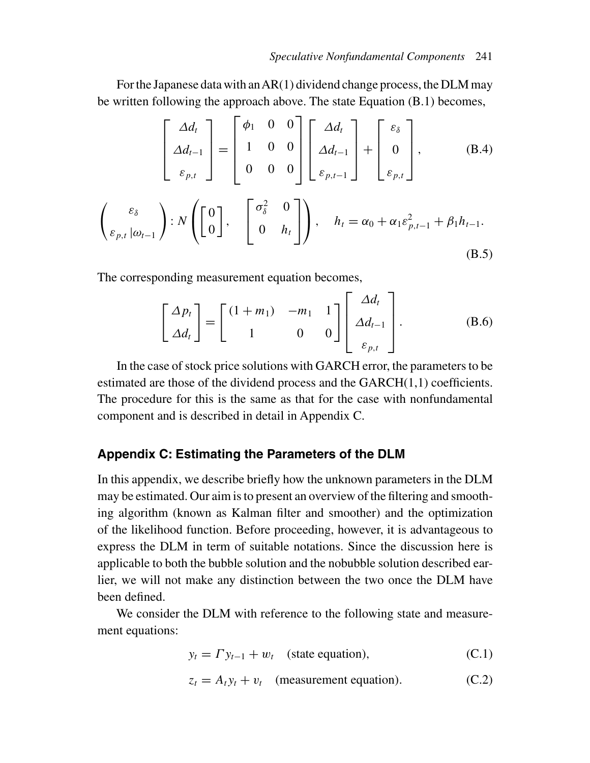For the Japanese data with an AR(1) dividend change process, the DLM may be written following the approach above. The state Equation (B.1) becomes,

$$
\begin{bmatrix} \Delta d_t \\ \Delta d_{t-1} \\ \varepsilon_{p,t} \end{bmatrix} = \begin{bmatrix} \phi_1 & 0 & 0 \\ 1 & 0 & 0 \\ 0 & 0 & 0 \end{bmatrix} \begin{bmatrix} \Delta d_t \\ \Delta d_{t-1} \\ \varepsilon_{p,t-1} \end{bmatrix} + \begin{bmatrix} \varepsilon_\delta \\ 0 \\ \varepsilon_{p,t} \end{bmatrix}, \tag{B.4}
$$

$$
\begin{pmatrix} \varepsilon_\delta \\ \varepsilon_{p,t} \,|\omega_{t-1} \end{pmatrix} : N\left( \begin{bmatrix} 0 \\ 0 \end{bmatrix}, \quad \begin{bmatrix} \sigma_\delta^2 & 0 \\ 0 & h_t \end{bmatrix} \right), \quad h_t = \alpha_0 + \alpha_1 \varepsilon_{p,t-1}^2 + \beta_1 h_{t-1}. \tag{B.5}
$$

The corresponding measurement equation becomes,

$$
\begin{bmatrix} \Delta p_t \\ \Delta d_t \end{bmatrix} = \begin{bmatrix} (1+m_1) & -m_1 & 1 \\ 1 & 0 & 0 \end{bmatrix} \begin{bmatrix} \Delta d_t \\ \Delta d_{t-1} \\ \varepsilon_{p,t} \end{bmatrix}. \tag{B.6}
$$

In the case of stock price solutions with GARCH error, the parameters to be estimated are those of the dividend process and the GARCH(1,1) coefficients. The procedure for this is the same as that for the case with nonfundamental component and is described in detail in Appendix C.

## Appendix C: Estimating the Parameters of the DLM

In this appendix, we describe briefly how the unknown parameters in the DLM may be estimated. Our aim is to present an overview of the filtering and smoothing algorithm (known as Kalman filter and smoother) and the optimization of the likelihood function. Before proceeding, however, it is advantageous to express the DLM in term of suitable notations. Since the discussion here is applicable to both the bubble solution and the nobubble solution described earlier, we will not make any distinction between the two once the DLM have been defined.

We consider the DLM with reference to the following state and measurement equations:

$$
y_t = \Gamma y_{t-1} + w_t \quad \text{(state equation)}, \tag{C.1}
$$

$$
z_t = A_t y_t + v_t \quad \text{(measurement equation)}. \tag{C.2}
$$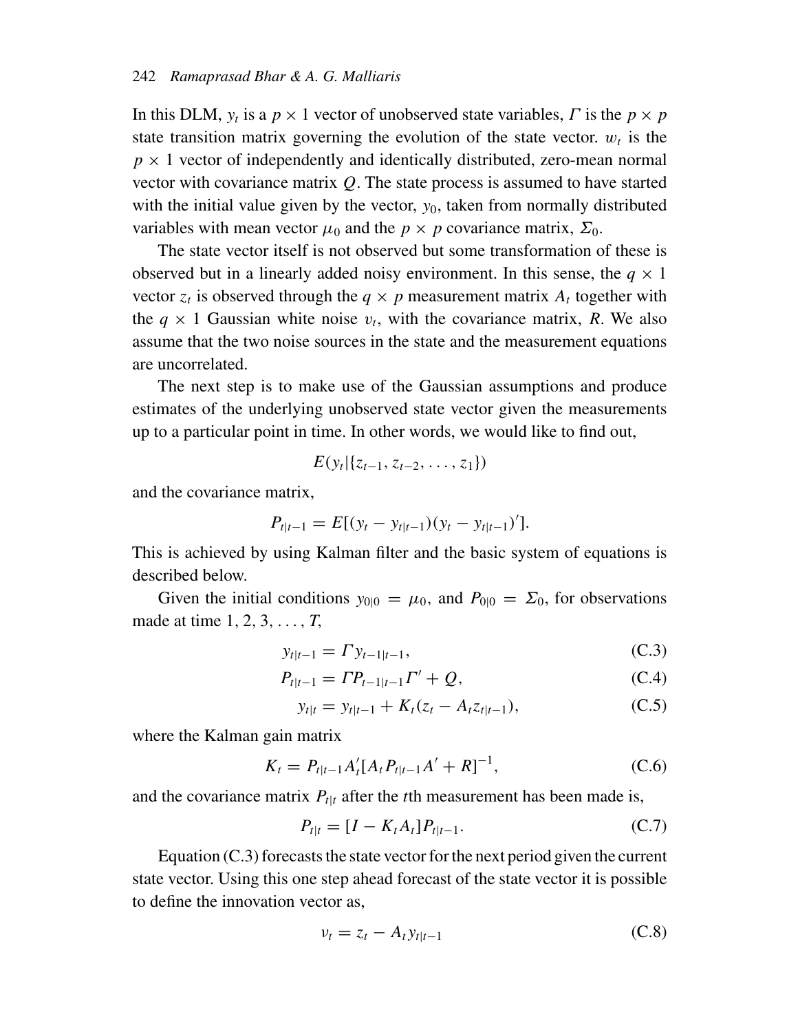In this DLM, $y_t$ is a $p \times 1$ vector of unobserved state variables, $\Gamma$ is the $p \times p$ state transition matrix governing the evolution of the state vector. $w_t$ is the $p \times 1$ vector of independently and identically distributed, zero-mean normal vector with covariance matrix $Q$. The state process is assumed to have started with the initial value given by the vector, $y_0$, taken from normally distributed variables with mean vector $\mu_0$ and the $p \times p$ covariance matrix, $\Sigma_0$.

The state vector itself is not observed but some transformation of these is observed but in a linearly added noisy environment. In this sense, the $q \times 1$ vector $z_t$ is observed through the $q \times p$ measurement matrix $A_t$ together with the $q \times 1$ Gaussian white noise $v_t$, with the covariance matrix, $R$. We also assume that the two noise sources in the state and the measurement equations are uncorrelated.

The next step is to make use of the Gaussian assumptions and produce estimates of the underlying unobserved state vector given the measurements up to a particular point in time. In other words, we would like to find out,

$$E(y_t|\{z_{t-1}, z_{t-2}, \ldots, z_1\})$$

and the covariance matrix,

$$P_{t|t-1} = E[(y_t - y_{t|t-1})(y_t - y_{t|t-1})'].$$

This is achieved by using Kalman filter and the basic system of equations is described below.

Given the initial conditions $y_{0|0} = \mu_0$, and $P_{0|0} = \Sigma_0$, for observations made at time $1, 2, 3, \ldots, T$,

$$y_{t|t-1} = \Gamma y_{t-1|t-1}, \tag{C.3}$$

$$P_{t|t-1} = \Gamma P_{t-1|t-1}\Gamma' + Q, \tag{C.4}$$

$$y_{t|t} = y_{t|t-1} + K_t(z_t - A_t z_{t|t-1}), \tag{C.5}$$

where the Kalman gain matrix

$$K_t = P_{t|t-1}A_t'[A_t P_{t|t-1} A' + R]^{-1}, \tag{C.6}$$

and the covariance matrix $P_{t|t}$ after the $t$th measurement has been made is,

$$P_{t|t} = [I - K_t A_t]P_{t|t-1}. \tag{C.7}$$

Equation (C.3) forecasts the state vector for the next period given the current state vector. Using this one step ahead forecast of the state vector it is possible to define the innovation vector as,

$$\nu_t = z_t - A_t y_{t|t-1} \tag{C.8}$$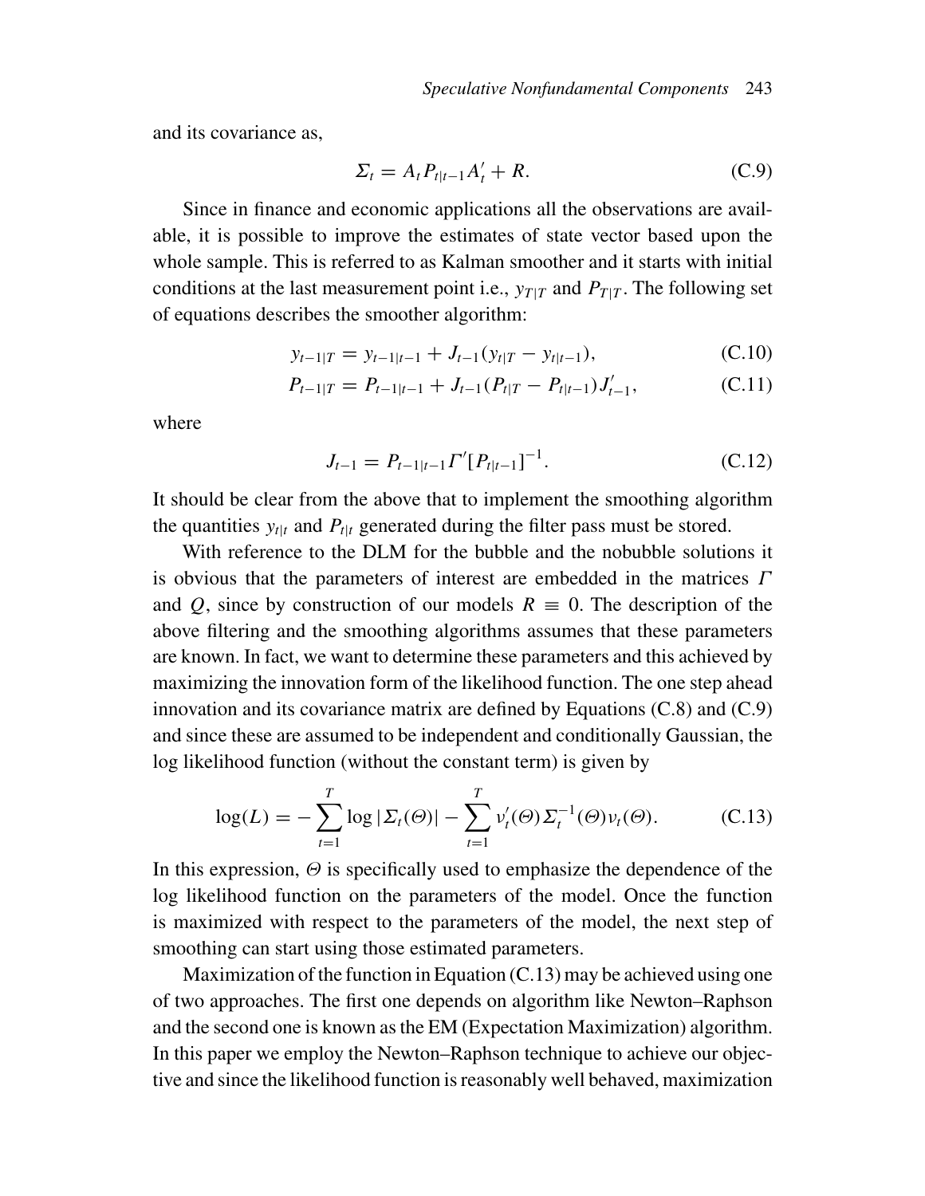and its covariance as,

$$\Sigma_t = A_t P_{t|t-1} A_t' + R. \tag{C.9}$$

Since in finance and economic applications all the observations are available, it is possible to improve the estimates of state vector based upon the whole sample. This is referred to as Kalman smoother and it starts with initial conditions at the last measurement point i.e., $y_{T|T}$ and $P_{T|T}$. The following set of equations describes the smoother algorithm:

$$y_{t-1|T} = y_{t-1|t-1} + J_{t-1}(y_{t|T} - y_{t|t-1}), \tag{C.10}$$

$$P_{t-1|T} = P_{t-1|t-1} + J_{t-1}(P_{t|T} - P_{t|t-1})J_{t-1}', \tag{C.11}$$

where

$$J_{t-1} = P_{t-1|t-1}\Gamma'[P_{t|t-1}]^{-1}. \tag{C.12}$$

It should be clear from the above that to implement the smoothing algorithm the quantities $y_{t|t}$ and $P_{t|t}$ generated during the filter pass must be stored.

With reference to the DLM for the bubble and the nobubble solutions it is obvious that the parameters of interest are embedded in the matrices $\Gamma$ and $Q$, since by construction of our models $R \equiv 0$. The description of the above filtering and the smoothing algorithms assumes that these parameters are known. In fact, we want to determine these parameters and this achieved by maximizing the innovation form of the likelihood function. The one step ahead innovation and its covariance matrix are defined by Equations (C.8) and (C.9) and since these are assumed to be independent and conditionally Gaussian, the log likelihood function (without the constant term) is given by

$$\log(L) = -\sum_{t=1}^{T} \log|\Sigma_t(\Theta)| - \sum_{t=1}^{T} \nu_t'(\Theta)\Sigma_t^{-1}(\Theta)\nu_t(\Theta). \tag{C.13}$$

In this expression, $\Theta$ is specifically used to emphasize the dependence of the log likelihood function on the parameters of the model. Once the function is maximized with respect to the parameters of the model, the next step of smoothing can start using those estimated parameters.

Maximization of the function in Equation (C.13) may be achieved using one of two approaches. The first one depends on algorithm like Newton–Raphson and the second one is known as the EM (Expectation Maximization) algorithm. In this paper we employ the Newton–Raphson technique to achieve our objective and since the likelihood function is reasonably well behaved, maximization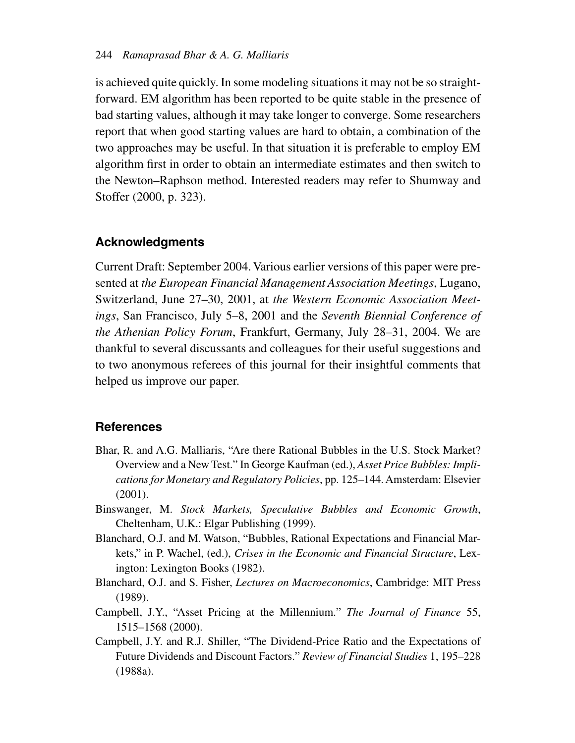is achieved quite quickly. In some modeling situations it may not be so straightforward. EM algorithm has been reported to be quite stable in the presence of bad starting values, although it may take longer to converge. Some researchers report that when good starting values are hard to obtain, a combination of the two approaches may be useful. In that situation it is preferable to employ EM algorithm first in order to obtain an intermediate estimates and then switch to the Newton–Raphson method. Interested readers may refer to Shumway and Stoffer (2000, p. 323).

## Acknowledgments

Current Draft: September 2004. Various earlier versions of this paper were presented at *the European Financial Management Association Meetings*, Lugano, Switzerland, June 27–30, 2001, at *the Western Economic Association Meetings*, San Francisco, July 5–8, 2001 and the *Seventh Biennial Conference of the Athenian Policy Forum*, Frankfurt, Germany, July 28–31, 2004. We are thankful to several discussants and colleagues for their useful suggestions and to two anonymous referees of this journal for their insightful comments that helped us improve our paper.

## References

Bhar, R. and A.G. Malliaris, "Are there Rational Bubbles in the U.S. Stock Market? Overview and a New Test." In George Kaufman (ed.), *Asset Price Bubbles: Implications for Monetary and Regulatory Policies*, pp. 125–144. Amsterdam: Elsevier (2001).

Binswanger, M. *Stock Markets, Speculative Bubbles and Economic Growth*, Cheltenham, U.K.: Elgar Publishing (1999).

Blanchard, O.J. and M. Watson, "Bubbles, Rational Expectations and Financial Markets," in P. Wachel, (ed.), *Crises in the Economic and Financial Structure*, Lexington: Lexington Books (1982).

Blanchard, O.J. and S. Fisher, *Lectures on Macroeconomics*, Cambridge: MIT Press (1989).

Campbell, J.Y., "Asset Pricing at the Millennium." *The Journal of Finance* 55, 1515–1568 (2000).

Campbell, J.Y. and R.J. Shiller, "The Dividend-Price Ratio and the Expectations of Future Dividends and Discount Factors." *Review of Financial Studies* 1, 195–228 (1988a).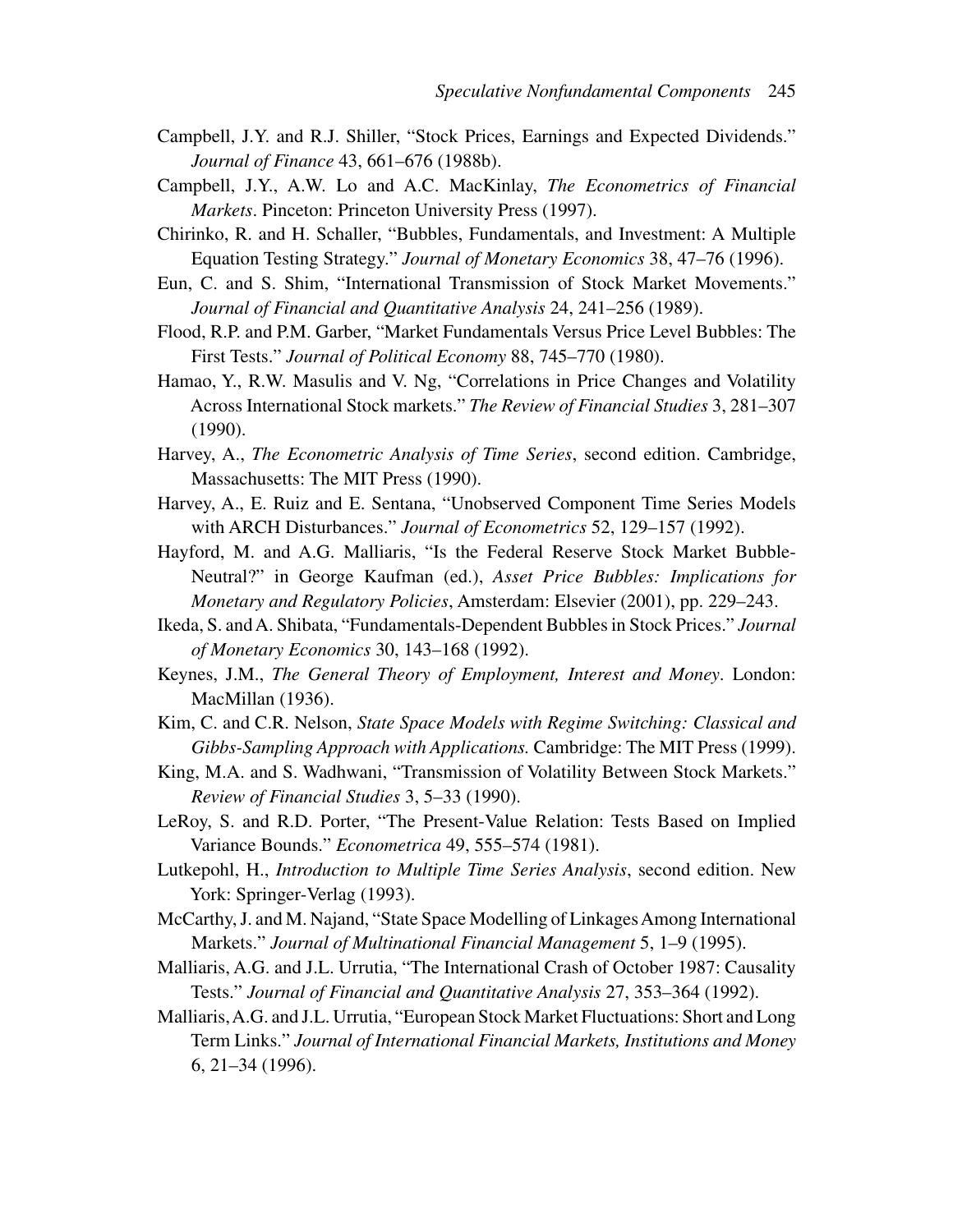Campbell, J.Y. and R.J. Shiller, "Stock Prices, Earnings and Expected Dividends." *Journal of Finance* 43, 661–676 (1988b).

Campbell, J.Y., A.W. Lo and A.C. MacKinlay, *The Econometrics of Financial Markets*. Pinceton: Princeton University Press (1997).

Chirinko, R. and H. Schaller, "Bubbles, Fundamentals, and Investment: A Multiple Equation Testing Strategy." *Journal of Monetary Economics* 38, 47–76 (1996).

Eun, C. and S. Shim, "International Transmission of Stock Market Movements." *Journal of Financial and Quantitative Analysis* 24, 241–256 (1989).

Flood, R.P. and P.M. Garber, "Market Fundamentals Versus Price Level Bubbles: The First Tests." *Journal of Political Economy* 88, 745–770 (1980).

Hamao, Y., R.W. Masulis and V. Ng, "Correlations in Price Changes and Volatility Across International Stock markets." *The Review of Financial Studies* 3, 281–307 (1990).

Harvey, A., *The Econometric Analysis of Time Series*, second edition. Cambridge, Massachusetts: The MIT Press (1990).

Harvey, A., E. Ruiz and E. Sentana, "Unobserved Component Time Series Models with ARCH Disturbances." *Journal of Econometrics* 52, 129–157 (1992).

Hayford, M. and A.G. Malliaris, "Is the Federal Reserve Stock Market Bubble-Neutral?" in George Kaufman (ed.), *Asset Price Bubbles: Implications for Monetary and Regulatory Policies*, Amsterdam: Elsevier (2001), pp. 229–243.

Ikeda, S. and A. Shibata, "Fundamentals-Dependent Bubbles in Stock Prices." *Journal of Monetary Economics* 30, 143–168 (1992).

Keynes, J.M., *The General Theory of Employment, Interest and Money*. London: MacMillan (1936).

Kim, C. and C.R. Nelson, *State Space Models with Regime Switching: Classical and Gibbs-Sampling Approach with Applications.* Cambridge: The MIT Press (1999).

King, M.A. and S. Wadhwani, "Transmission of Volatility Between Stock Markets." *Review of Financial Studies* 3, 5–33 (1990).

LeRoy, S. and R.D. Porter, "The Present-Value Relation: Tests Based on Implied Variance Bounds." *Econometrica* 49, 555–574 (1981).

Lutkepohl, H., *Introduction to Multiple Time Series Analysis*, second edition. New York: Springer-Verlag (1993).

McCarthy, J. and M. Najand, "State Space Modelling of Linkages Among International Markets." *Journal of Multinational Financial Management* 5, 1–9 (1995).

Malliaris, A.G. and J.L. Urrutia, "The International Crash of October 1987: Causality Tests." *Journal of Financial and Quantitative Analysis* 27, 353–364 (1992).

Malliaris, A.G. and J.L. Urrutia, "European Stock Market Fluctuations: Short and Long Term Links." *Journal of International Financial Markets, Institutions and Money* 6, 21–34 (1996).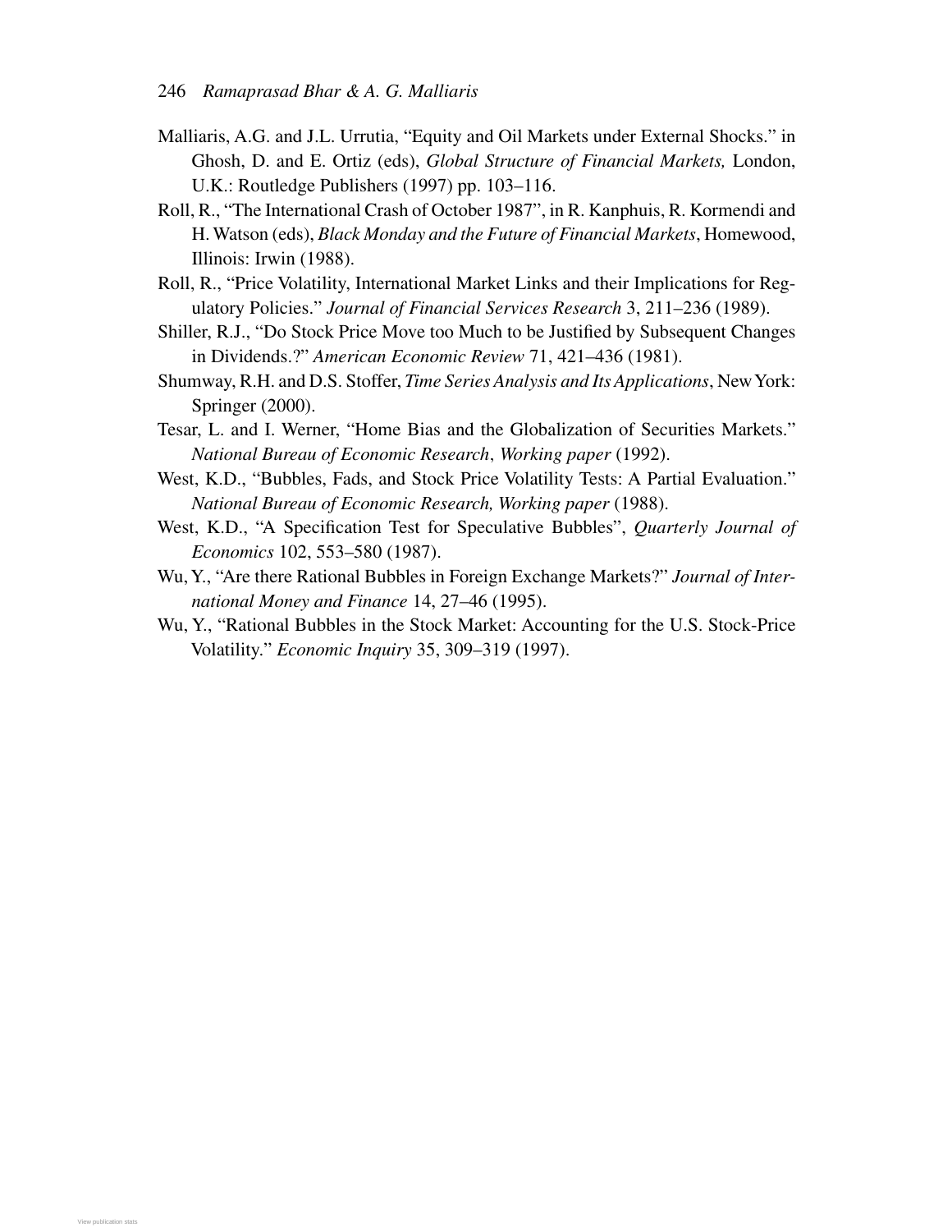Malliaris, A.G. and J.L. Urrutia, "Equity and Oil Markets under External Shocks." in Ghosh, D. and E. Ortiz (eds), *Global Structure of Financial Markets,* London, U.K.: Routledge Publishers (1997) pp. 103–116.

Roll, R., "The International Crash of October 1987", in R. Kanphuis, R. Kormendi and H. Watson (eds), *Black Monday and the Future of Financial Markets*, Homewood, Illinois: Irwin (1988).

Roll, R., "Price Volatility, International Market Links and their Implications for Regulatory Policies." *Journal of Financial Services Research* 3, 211–236 (1989).

Shiller, R.J., "Do Stock Price Move too Much to be Justified by Subsequent Changes in Dividends.?" *American Economic Review* 71, 421–436 (1981).

Shumway, R.H. and D.S. Stoffer, *Time Series Analysis and Its Applications*, New York: Springer (2000).

Tesar, L. and I. Werner, "Home Bias and the Globalization of Securities Markets." *National Bureau of Economic Research*, *Working paper* (1992).

West, K.D., "Bubbles, Fads, and Stock Price Volatility Tests: A Partial Evaluation." *National Bureau of Economic Research, Working paper* (1988).

West, K.D., "A Specification Test for Speculative Bubbles", *Quarterly Journal of Economics* 102, 553–580 (1987).

Wu, Y., "Are there Rational Bubbles in Foreign Exchange Markets?" *Journal of International Money and Finance* 14, 27–46 (1995).

Wu, Y., "Rational Bubbles in the Stock Market: Accounting for the U.S. Stock-Price Volatility." *Economic Inquiry* 35, 309–319 (1997).